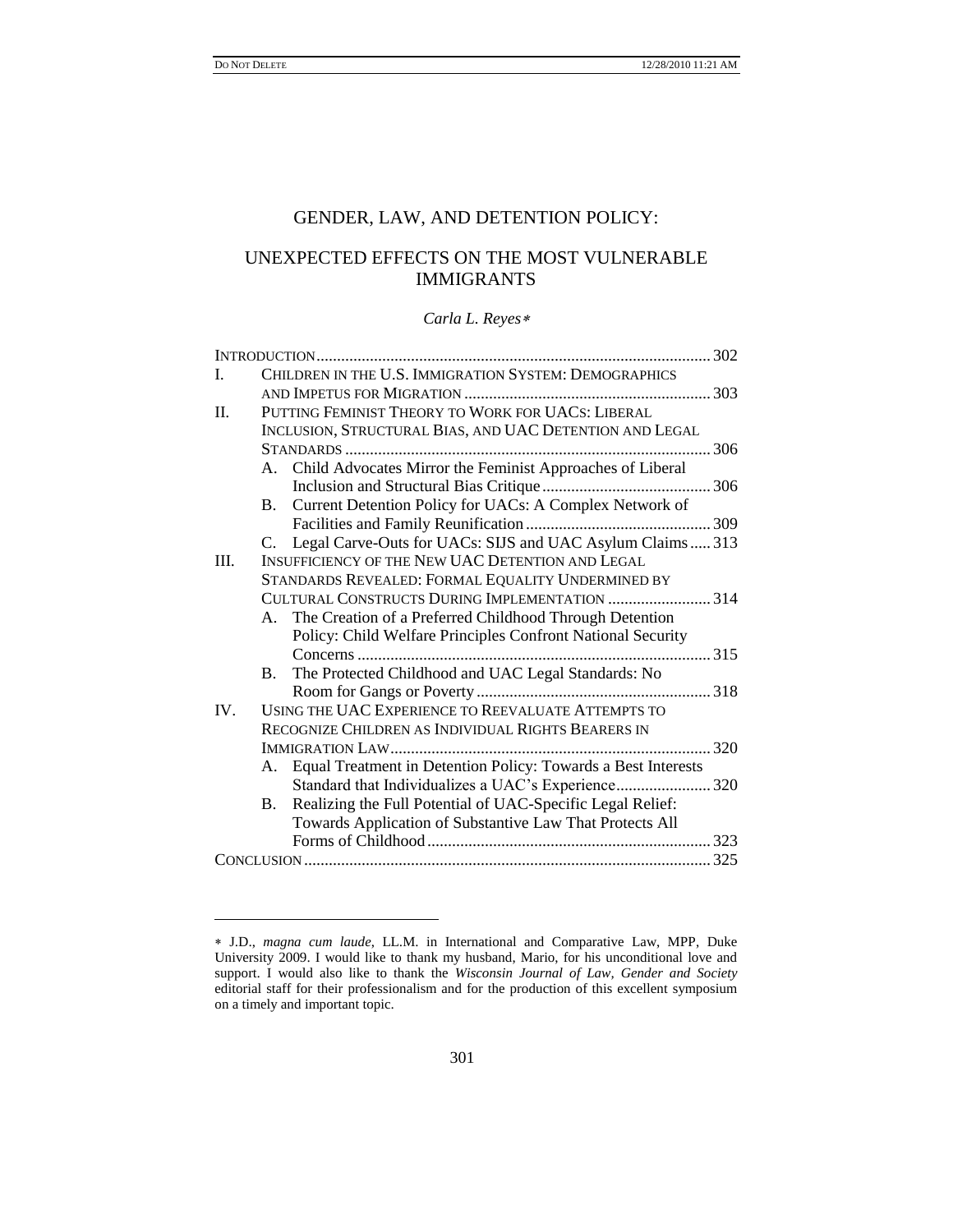# GENDER, LAW, AND DETENTION POLICY:

## UNEXPECTED EFFECTS ON THE MOST VULNERABLE IMMIGRANTS

*Carla L. Reyes*∗

| | | |
|---|---|---|
| INTRODUCTION | | 302 |
| I. | CHILDREN IN THE U.S. IMMIGRATION SYSTEM: DEMOGRAPHICS AND IMPETUS FOR MIGRATION | 303 |
| II. | PUTTING FEMINIST THEORY TO WORK FOR UACS: LIBERAL INCLUSION, STRUCTURAL BIAS, AND UAC DETENTION AND LEGAL STANDARDS | 306 |
| | A. Child Advocates Mirror the Feminist Approaches of Liberal Inclusion and Structural Bias Critique | 306 |
| | B. Current Detention Policy for UACs: A Complex Network of Facilities and Family Reunification | 309 |
| | C. Legal Carve-Outs for UACs: SIJS and UAC Asylum Claims | 313 |
| III. | INSUFFICIENCY OF THE NEW UAC DETENTION AND LEGAL STANDARDS REVEALED: FORMAL EQUALITY UNDERMINED BY CULTURAL CONSTRUCTS DURING IMPLEMENTATION | 314 |
| | A. The Creation of a Preferred Childhood Through Detention Policy: Child Welfare Principles Confront National Security Concerns | 315 |
| | B. The Protected Childhood and UAC Legal Standards: No Room for Gangs or Poverty | 318 |
| IV. | USING THE UAC EXPERIENCE TO REEVALUATE ATTEMPTS TO RECOGNIZE CHILDREN AS INDIVIDUAL RIGHTS BEARERS IN IMMIGRATION LAW | 320 |
| | A. Equal Treatment in Detention Policy: Towards a Best Interests Standard that Individualizes a UAC's Experience | 320 |
| | B. Realizing the Full Potential of UAC-Specific Legal Relief: Towards Application of Substantive Law That Protects All Forms of Childhood | 323 |
| CONCLUSION | | 325 |

∗ J.D., *magna cum laude*, LL.M. in International and Comparative Law, MPP, Duke University 2009. I would like to thank my husband, Mario, for his unconditional love and support. I would also like to thank the *Wisconsin Journal of Law, Gender and Society* editorial staff for their professionalism and for the production of this excellent symposium on a timely and important topic.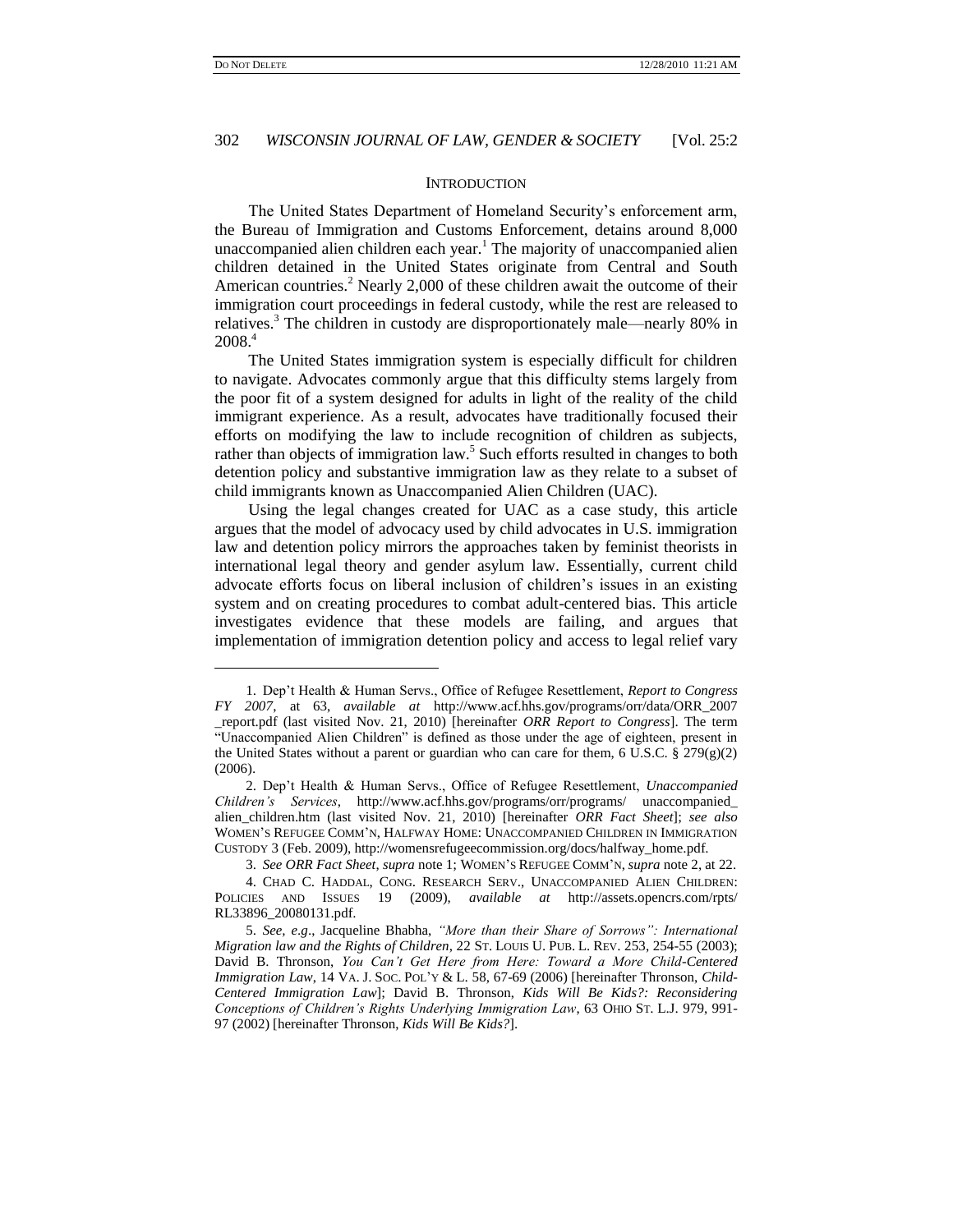## INTRODUCTION

The United States Department of Homeland Security's enforcement arm, the Bureau of Immigration and Customs Enforcement, detains around 8,000 unaccompanied alien children each year.[1] The majority of unaccompanied alien children detained in the United States originate from Central and South American countries.[2] Nearly 2,000 of these children await the outcome of their immigration court proceedings in federal custody, while the rest are released to relatives.[3] The children in custody are disproportionately male—nearly 80% in 2008.[4]

The United States immigration system is especially difficult for children to navigate. Advocates commonly argue that this difficulty stems largely from the poor fit of a system designed for adults in light of the reality of the child immigrant experience. As a result, advocates have traditionally focused their efforts on modifying the law to include recognition of children as subjects, rather than objects of immigration law.[5] Such efforts resulted in changes to both detention policy and substantive immigration law as they relate to a subset of child immigrants known as Unaccompanied Alien Children (UAC).

Using the legal changes created for UAC as a case study, this article argues that the model of advocacy used by child advocates in U.S. immigration law and detention policy mirrors the approaches taken by feminist theorists in international legal theory and gender asylum law. Essentially, current child advocate efforts focus on liberal inclusion of children's issues in an existing system and on creating procedures to combat adult-centered bias. This article investigates evidence that these models are failing, and argues that implementation of immigration detention policy and access to legal relief vary

---

1. Dep't Health & Human Servs., Office of Refugee Resettlement, *Report to Congress FY 2007*, at 63, *available at* http://www.acf.hhs.gov/programs/orr/data/ORR_2007_report.pdf (last visited Nov. 21, 2010) [hereinafter *ORR Report to Congress*]. The term "Unaccompanied Alien Children" is defined as those under the age of eighteen, present in the United States without a parent or guardian who can care for them, 6 U.S.C. § 279(g)(2) (2006).

2. Dep't Health & Human Servs., Office of Refugee Resettlement, *Unaccompanied Children's Services*, http://www.acf.hhs.gov/programs/orr/programs/ unaccompanied_ alien_children.htm (last visited Nov. 21, 2010) [hereinafter *ORR Fact Sheet*]; *see also* WOMEN'S REFUGEE COMM'N, HALFWAY HOME: UNACCOMPANIED CHILDREN IN IMMIGRATION CUSTODY 3 (Feb. 2009), http://womensrefugeecommission.org/docs/halfway_home.pdf.

3. *See ORR Fact Sheet*, *supra* note 1; WOMEN'S REFUGEE COMM'N, *supra* note 2, at 22.

4. CHAD C. HADDAL, CONG. RESEARCH SERV., UNACCOMPANIED ALIEN CHILDREN: POLICIES AND ISSUES 19 (2009), *available at* http://assets.opencrs.com/rpts/ RL33896_20080131.pdf.

5. *See*, *e.g*., Jacqueline Bhabha, *"More than their Share of Sorrows": International Migration law and the Rights of Children*, 22 ST. LOUIS U. PUB. L. REV. 253, 254-55 (2003); David B. Thronson, *You Can't Get Here from Here: Toward a More Child-Centered Immigration Law*, 14 VA. J. SOC. POL'Y & L. 58, 67-69 (2006) [hereinafter Thronson, *Child-Centered Immigration Law*]; David B. Thronson, *Kids Will Be Kids?: Reconsidering Conceptions of Children's Rights Underlying Immigration Law*, 63 OHIO ST. L.J. 979, 991-97 (2002) [hereinafter Thronson, *Kids Will Be Kids?*].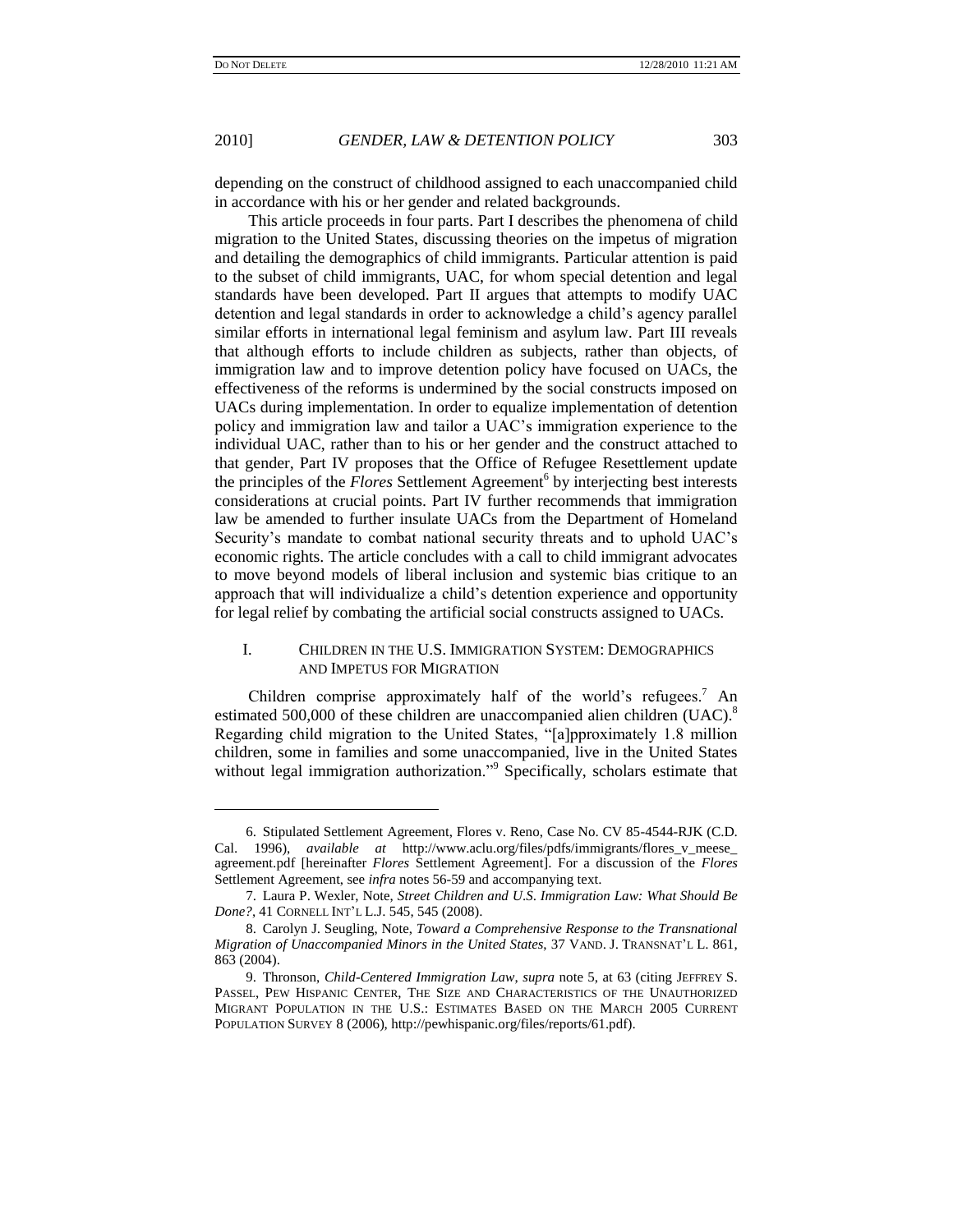depending on the construct of childhood assigned to each unaccompanied child in accordance with his or her gender and related backgrounds.

This article proceeds in four parts. Part I describes the phenomena of child migration to the United States, discussing theories on the impetus of migration and detailing the demographics of child immigrants. Particular attention is paid to the subset of child immigrants, UAC, for whom special detention and legal standards have been developed. Part II argues that attempts to modify UAC detention and legal standards in order to acknowledge a child's agency parallel similar efforts in international legal feminism and asylum law. Part III reveals that although efforts to include children as subjects, rather than objects, of immigration law and to improve detention policy have focused on UACs, the effectiveness of the reforms is undermined by the social constructs imposed on UACs during implementation. In order to equalize implementation of detention policy and immigration law and tailor a UAC's immigration experience to the individual UAC, rather than to his or her gender and the construct attached to that gender, Part IV proposes that the Office of Refugee Resettlement update the principles of the *Flores* Settlement Agreement[6] by interjecting best interests considerations at crucial points. Part IV further recommends that immigration law be amended to further insulate UACs from the Department of Homeland Security's mandate to combat national security threats and to uphold UAC's economic rights. The article concludes with a call to child immigrant advocates to move beyond models of liberal inclusion and systemic bias critique to an approach that will individualize a child's detention experience and opportunity for legal relief by combating the artificial social constructs assigned to UACs.

## I. CHILDREN IN THE U.S. IMMIGRATION SYSTEM: DEMOGRAPHICS AND IMPETUS FOR MIGRATION

Children comprise approximately half of the world's refugees.[7] An estimated 500,000 of these children are unaccompanied alien children (UAC).[8] Regarding child migration to the United States, "[a]pproximately 1.8 million children, some in families and some unaccompanied, live in the United States without legal immigration authorization."[9] Specifically, scholars estimate that

---

6. Stipulated Settlement Agreement, Flores v. Reno, Case No. CV 85-4544-RJK (C.D. Cal. 1996), *available at* http://www.aclu.org/files/pdfs/immigrants/flores_v_meese_agreement.pdf [hereinafter *Flores* Settlement Agreement]. For a discussion of the *Flores* Settlement Agreement, see *infra* notes 56-59 and accompanying text.

7. Laura P. Wexler, Note, *Street Children and U.S. Immigration Law: What Should Be Done?*, 41 CORNELL INT'L L.J. 545, 545 (2008).

8. Carolyn J. Seugling, Note, *Toward a Comprehensive Response to the Transnational Migration of Unaccompanied Minors in the United States*, 37 VAND. J. TRANSNAT'L L. 861, 863 (2004).

9. Thronson, *Child-Centered Immigration Law*, *supra* note 5, at 63 (citing JEFFREY S. PASSEL, PEW HISPANIC CENTER, THE SIZE AND CHARACTERISTICS OF THE UNAUTHORIZED MIGRANT POPULATION IN THE U.S.: ESTIMATES BASED ON THE MARCH 2005 CURRENT POPULATION SURVEY 8 (2006), http://pewhispanic.org/files/reports/61.pdf).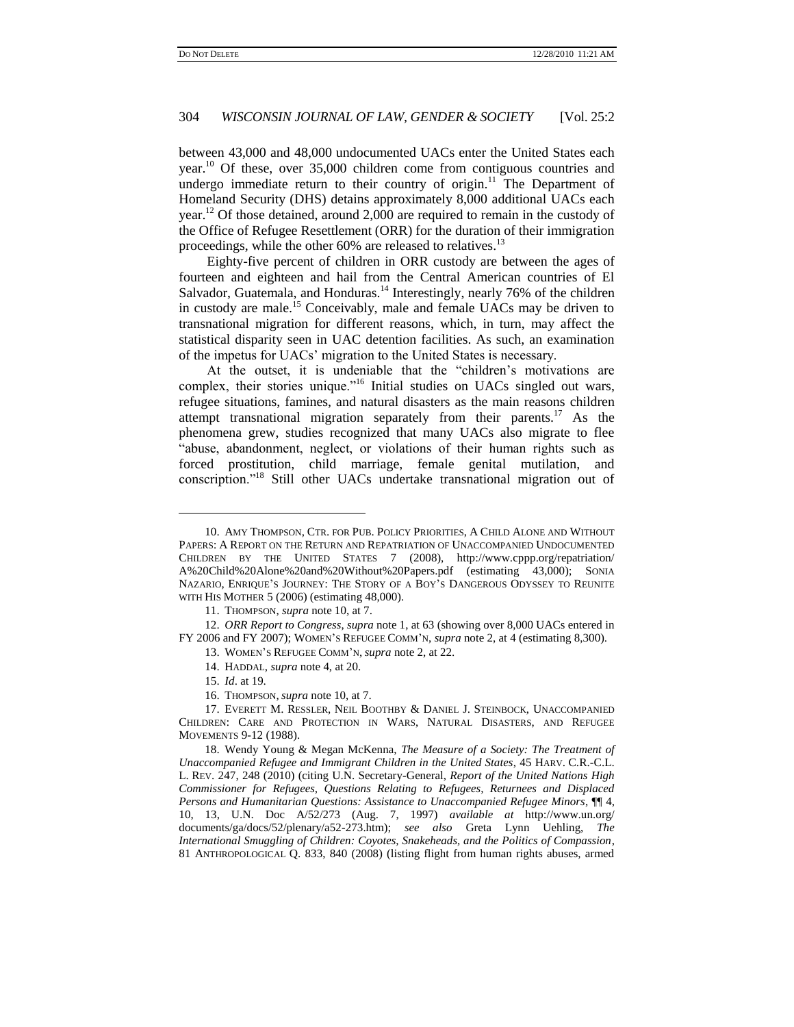between 43,000 and 48,000 undocumented UACs enter the United States each year.[10] Of these, over 35,000 children come from contiguous countries and undergo immediate return to their country of origin.[11] The Department of Homeland Security (DHS) detains approximately 8,000 additional UACs each year.[12] Of those detained, around 2,000 are required to remain in the custody of the Office of Refugee Resettlement (ORR) for the duration of their immigration proceedings, while the other 60% are released to relatives.[13]

Eighty-five percent of children in ORR custody are between the ages of fourteen and eighteen and hail from the Central American countries of El Salvador, Guatemala, and Honduras.[14] Interestingly, nearly 76% of the children in custody are male.[15] Conceivably, male and female UACs may be driven to transnational migration for different reasons, which, in turn, may affect the statistical disparity seen in UAC detention facilities. As such, an examination of the impetus for UACs' migration to the United States is necessary.

At the outset, it is undeniable that the "children's motivations are complex, their stories unique."[16] Initial studies on UACs singled out wars, refugee situations, famines, and natural disasters as the main reasons children attempt transnational migration separately from their parents.[17] As the phenomena grew, studies recognized that many UACs also migrate to flee "abuse, abandonment, neglect, or violations of their human rights such as forced prostitution, child marriage, female genital mutilation, and conscription."[18] Still other UACs undertake transnational migration out of

---

10. AMY THOMPSON, CTR. FOR PUB. POLICY PRIORITIES, A CHILD ALONE AND WITHOUT PAPERS: A REPORT ON THE RETURN AND REPATRIATION OF UNACCOMPANIED UNDOCUMENTED CHILDREN BY THE UNITED STATES 7 (2008), http://www.cppp.org/repatriation/A%20Child%20Alone%20and%20Without%20Papers.pdf (estimating 43,000); SONIA NAZARIO, ENRIQUE'S JOURNEY: THE STORY OF A BOY'S DANGEROUS ODYSSEY TO REUNITE WITH HIS MOTHER 5 (2006) (estimating 48,000).

11. THOMPSON, *supra* note 10, at 7.

12. *ORR Report to Congress*, *supra* note 1, at 63 (showing over 8,000 UACs entered in FY 2006 and FY 2007); WOMEN'S REFUGEE COMM'N, *supra* note 2, at 4 (estimating 8,300).

13. WOMEN'S REFUGEE COMM'N, *supra* note 2, at 22.

14. HADDAL, *supra* note 4, at 20.

15. *Id*. at 19.

16. THOMPSON, *supra* note 10, at 7.

17. EVERETT M. RESSLER, NEIL BOOTHBY & DANIEL J. STEINBOCK, UNACCOMPANIED CHILDREN: CARE AND PROTECTION IN WARS, NATURAL DISASTERS, AND REFUGEE MOVEMENTS 9-12 (1988).

18. Wendy Young & Megan McKenna, *The Measure of a Society: The Treatment of Unaccompanied Refugee and Immigrant Children in the United States*, 45 HARV. C.R.-C.L. L. REV. 247, 248 (2010) (citing U.N. Secretary-General, *Report of the United Nations High Commissioner for Refugees, Questions Relating to Refugees, Returnees and Displaced Persons and Humanitarian Questions: Assistance to Unaccompanied Refugee Minors*, ¶¶ 4, 10, 13, U.N. Doc A/52/273 (Aug. 7, 1997) *available at* http://www.un.org/documents/ga/docs/52/plenary/a52-273.htm); *see also* Greta Lynn Uehling, *The International Smuggling of Children: Coyotes, Snakeheads, and the Politics of Compassion*, 81 ANTHROPOLOGICAL Q. 833, 840 (2008) (listing flight from human rights abuses, armed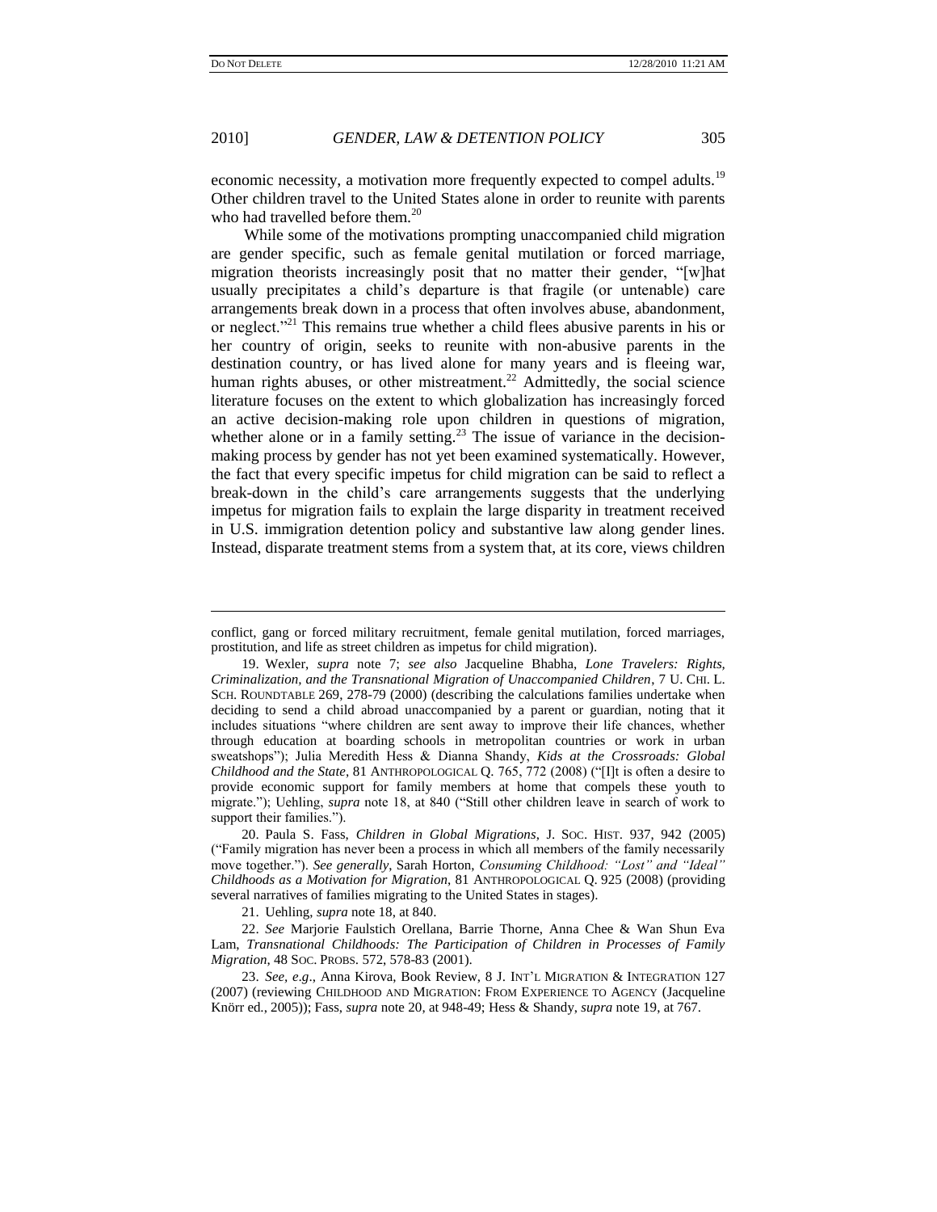economic necessity, a motivation more frequently expected to compel adults.[19] Other children travel to the United States alone in order to reunite with parents who had travelled before them.[20]

While some of the motivations prompting unaccompanied child migration are gender specific, such as female genital mutilation or forced marriage, migration theorists increasingly posit that no matter their gender, "[w]hat usually precipitates a child's departure is that fragile (or untenable) care arrangements break down in a process that often involves abuse, abandonment, or neglect."[21] This remains true whether a child flees abusive parents in his or her country of origin, seeks to reunite with non-abusive parents in the destination country, or has lived alone for many years and is fleeing war, human rights abuses, or other mistreatment.[22] Admittedly, the social science literature focuses on the extent to which globalization has increasingly forced an active decision-making role upon children in questions of migration, whether alone or in a family setting.[23] The issue of variance in the decision-making process by gender has not yet been examined systematically. However, the fact that every specific impetus for child migration can be said to reflect a break-down in the child's care arrangements suggests that the underlying impetus for migration fails to explain the large disparity in treatment received in U.S. immigration detention policy and substantive law along gender lines. Instead, disparate treatment stems from a system that, at its core, views children

---

conflict, gang or forced military recruitment, female genital mutilation, forced marriages, prostitution, and life as street children as impetus for child migration).

19. Wexler, *supra* note 7; *see also* Jacqueline Bhabha, *Lone Travelers: Rights, Criminalization, and the Transnational Migration of Unaccompanied Children*, 7 U. CHI. L. SCH. ROUNDTABLE 269, 278-79 (2000) (describing the calculations families undertake when deciding to send a child abroad unaccompanied by a parent or guardian, noting that it includes situations "where children are sent away to improve their life chances, whether through education at boarding schools in metropolitan countries or work in urban sweatshops"); Julia Meredith Hess & Dianna Shandy, *Kids at the Crossroads: Global Childhood and the State*, 81 ANTHROPOLOGICAL Q. 765, 772 (2008) ("[I]t is often a desire to provide economic support for family members at home that compels these youth to migrate."); Uehling, *supra* note 18, at 840 ("Still other children leave in search of work to support their families.").

20. Paula S. Fass, *Children in Global Migrations*, J. SOC. HIST. 937, 942 (2005) ("Family migration has never been a process in which all members of the family necessarily move together."). *See generally*, Sarah Horton, *Consuming Childhood: "Lost" and "Ideal" Childhoods as a Motivation for Migration*, 81 ANTHROPOLOGICAL Q. 925 (2008) (providing several narratives of families migrating to the United States in stages).

21. Uehling, *supra* note 18, at 840.

22. *See* Marjorie Faulstich Orellana, Barrie Thorne, Anna Chee & Wan Shun Eva Lam, *Transnational Childhoods: The Participation of Children in Processes of Family Migration*, 48 SOC. PROBS. 572, 578-83 (2001).

23. *See, e.g*., Anna Kirova, Book Review, 8 J. INT'L MIGRATION & INTEGRATION 127 (2007) (reviewing CHILDHOOD AND MIGRATION: FROM EXPERIENCE TO AGENCY (Jacqueline Knörr ed., 2005)); Fass, *supra* note 20, at 948-49; Hess & Shandy, *supra* note 19, at 767.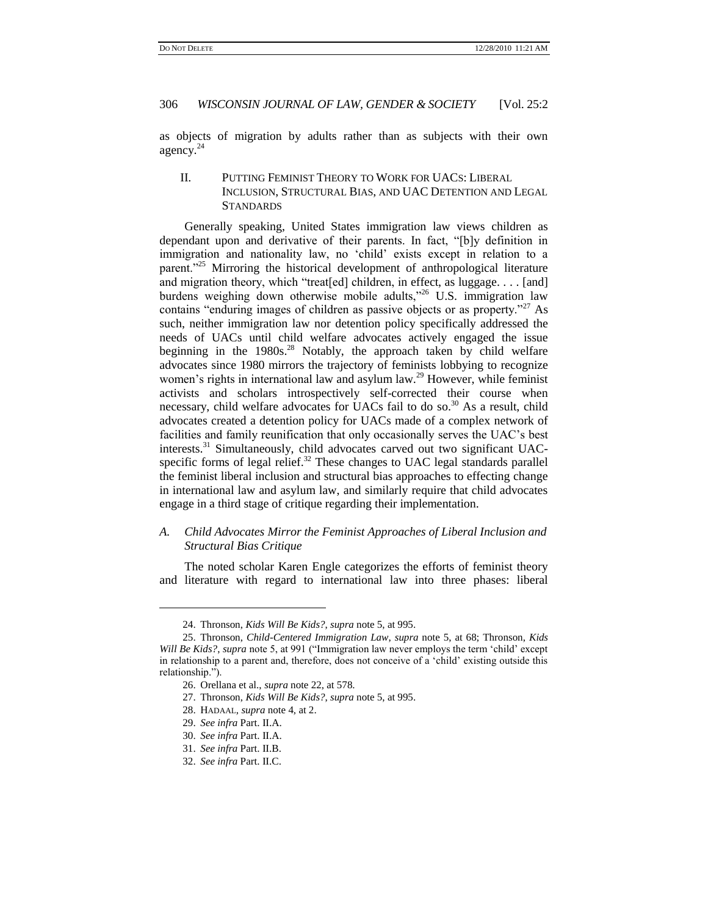as objects of migration by adults rather than as subjects with their own agency.[24]

## II. Putting Feminist Theory to Work for UACs: Liberal Inclusion, Structural Bias, and UAC Detention and Legal Standards

Generally speaking, United States immigration law views children as dependant upon and derivative of their parents. In fact, "[b]y definition in immigration and nationality law, no 'child' exists except in relation to a parent."[25] Mirroring the historical development of anthropological literature and migration theory, which "treat[ed] children, in effect, as luggage. . . . [and] burdens weighing down otherwise mobile adults,"[26] U.S. immigration law contains "enduring images of children as passive objects or as property."[27] As such, neither immigration law nor detention policy specifically addressed the needs of UACs until child welfare advocates actively engaged the issue beginning in the 1980s.[28] Notably, the approach taken by child welfare advocates since 1980 mirrors the trajectory of feminists lobbying to recognize women's rights in international law and asylum law.[29] However, while feminist activists and scholars introspectively self-corrected their course when necessary, child welfare advocates for UACs fail to do so.[30] As a result, child advocates created a detention policy for UACs made of a complex network of facilities and family reunification that only occasionally serves the UAC's best interests.[31] Simultaneously, child advocates carved out two significant UAC-specific forms of legal relief.[32] These changes to UAC legal standards parallel the feminist liberal inclusion and structural bias approaches to effecting change in international law and asylum law, and similarly require that child advocates engage in a third stage of critique regarding their implementation.

### A. *Child Advocates Mirror the Feminist Approaches of Liberal Inclusion and Structural Bias Critique*

The noted scholar Karen Engle categorizes the efforts of feminist theory and literature with regard to international law into three phases: liberal

---

24. Thronson, *Kids Will Be Kids?*, *supra* note 5, at 995.

25. Thronson, *Child-Centered Immigration Law*, *supra* note 5, at 68; Thronson, *Kids Will Be Kids?*, *supra* note 5, at 991 ("Immigration law never employs the term 'child' except in relationship to a parent and, therefore, does not conceive of a 'child' existing outside this relationship.").

26. Orellana et al., *supra* note 22, at 578.

27. Thronson, *Kids Will Be Kids?*, *supra* note 5, at 995.

28. HADAAL, *supra* note 4, at 2.

29. *See infra* Part. II.A.

30. *See infra* Part. II.A.

31. *See infra* Part. II.B.

32. *See infra* Part. II.C.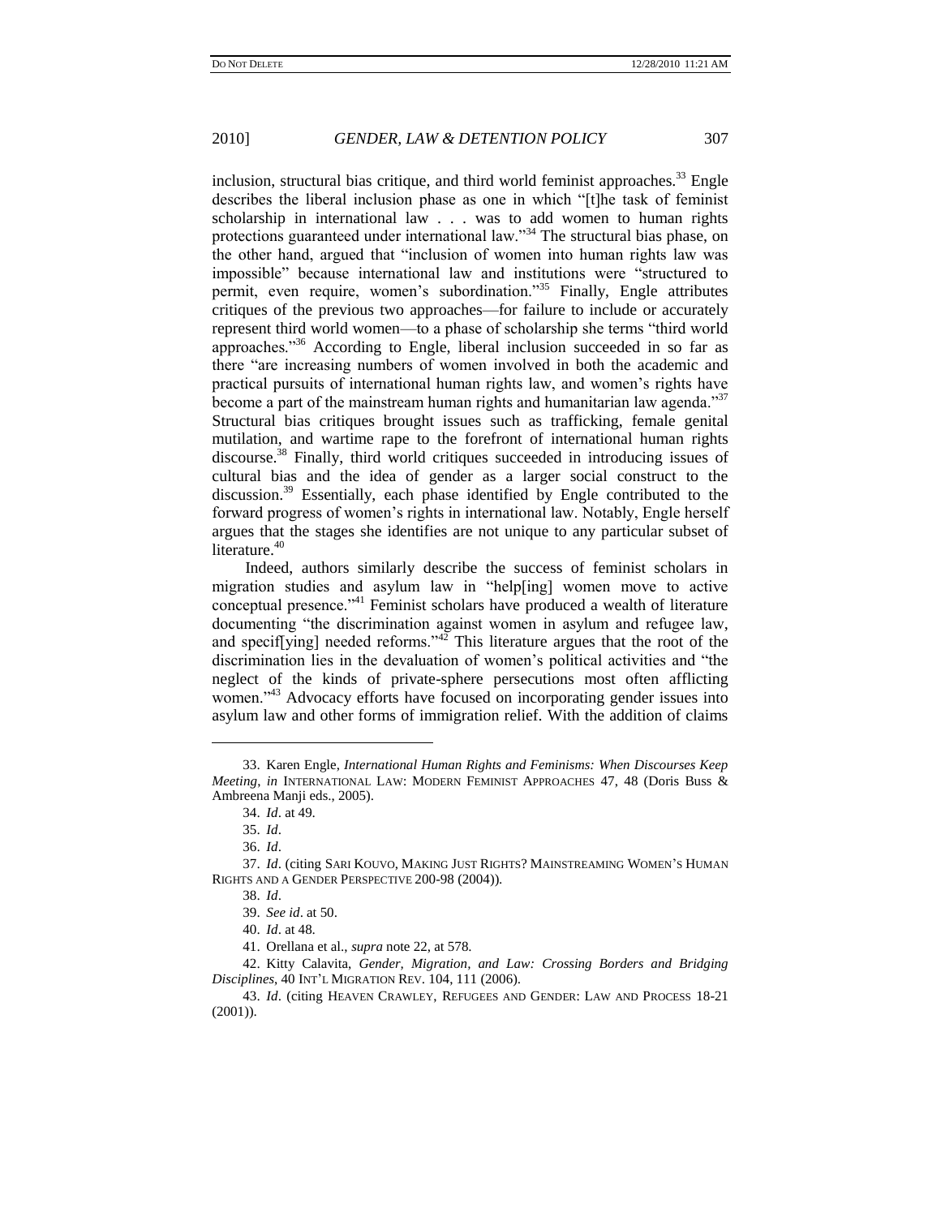inclusion, structural bias critique, and third world feminist approaches.[33] Engle describes the liberal inclusion phase as one in which "[t]he task of feminist scholarship in international law . . . was to add women to human rights protections guaranteed under international law."[34] The structural bias phase, on the other hand, argued that "inclusion of women into human rights law was impossible" because international law and institutions were "structured to permit, even require, women's subordination."[35] Finally, Engle attributes critiques of the previous two approaches—for failure to include or accurately represent third world women—to a phase of scholarship she terms "third world approaches."[36] According to Engle, liberal inclusion succeeded in so far as there "are increasing numbers of women involved in both the academic and practical pursuits of international human rights law, and women's rights have become a part of the mainstream human rights and humanitarian law agenda."[37] Structural bias critiques brought issues such as trafficking, female genital mutilation, and wartime rape to the forefront of international human rights discourse.[38] Finally, third world critiques succeeded in introducing issues of cultural bias and the idea of gender as a larger social construct to the discussion.[39] Essentially, each phase identified by Engle contributed to the forward progress of women's rights in international law. Notably, Engle herself argues that the stages she identifies are not unique to any particular subset of literature.[40]

Indeed, authors similarly describe the success of feminist scholars in migration studies and asylum law in "help[ing] women move to active conceptual presence."[41] Feminist scholars have produced a wealth of literature documenting "the discrimination against women in asylum and refugee law, and specif[ying] needed reforms."[42] This literature argues that the root of the discrimination lies in the devaluation of women's political activities and "the neglect of the kinds of private-sphere persecutions most often afflicting women."[43] Advocacy efforts have focused on incorporating gender issues into asylum law and other forms of immigration relief. With the addition of claims

---

33. Karen Engle, *International Human Rights and Feminisms: When Discourses Keep Meeting*, *in* INTERNATIONAL LAW: MODERN FEMINIST APPROACHES 47, 48 (Doris Buss & Ambreena Manji eds., 2005).

34. *Id*. at 49.

35. *Id*.

36. *Id*.

37. *Id*. (citing SARI KOUVO, MAKING JUST RIGHTS? MAINSTREAMING WOMEN'S HUMAN RIGHTS AND A GENDER PERSPECTIVE 200-98 (2004)).

38. *Id*.

39. *See id*. at 50.

40. *Id*. at 48.

41. Orellana et al., *supra* note 22, at 578.

42. Kitty Calavita, *Gender, Migration, and Law: Crossing Borders and Bridging Disciplines*, 40 INT'L MIGRATION REV. 104, 111 (2006).

43. *Id*. (citing HEAVEN CRAWLEY, REFUGEES AND GENDER: LAW AND PROCESS 18-21 (2001)).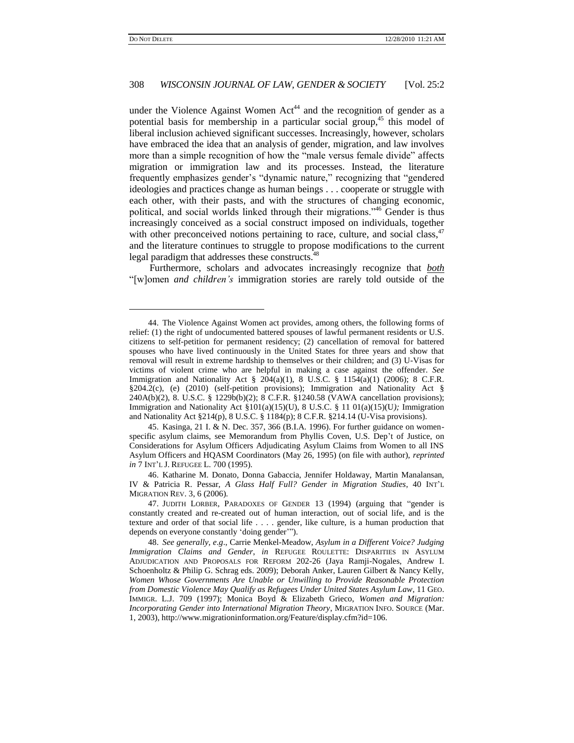under the Violence Against Women Act[44] and the recognition of gender as a potential basis for membership in a particular social group,[45] this model of liberal inclusion achieved significant successes. Increasingly, however, scholars have embraced the idea that an analysis of gender, migration, and law involves more than a simple recognition of how the "male versus female divide" affects migration or immigration law and its processes. Instead, the literature frequently emphasizes gender's "dynamic nature," recognizing that "gendered ideologies and practices change as human beings . . . cooperate or struggle with each other, with their pasts, and with the structures of changing economic, political, and social worlds linked through their migrations."[46] Gender is thus increasingly conceived as a social construct imposed on individuals, together with other preconceived notions pertaining to race, culture, and social class,[47] and the literature continues to struggle to propose modifications to the current legal paradigm that addresses these constructs.[48]

Furthermore, scholars and advocates increasingly recognize that ***both*** "[w]omen *and children's* immigration stories are rarely told outside of the

---

44. The Violence Against Women act provides, among others, the following forms of relief: (1) the right of undocumented battered spouses of lawful permanent residents or U.S. citizens to self-petition for permanent residency; (2) cancellation of removal for battered spouses who have lived continuously in the United States for three years and show that removal will result in extreme hardship to themselves or their children; and (3) U-Visas for victims of violent crime who are helpful in making a case against the offender. *See* Immigration and Nationality Act § 204(a)(1), 8 U.S.C. § 1154(a)(1) (2006); 8 C.F.R. §204.2(c), (e) (2010) (self-petition provisions); Immigration and Nationality Act § 240A(b)(2), 8. U.S.C. § 1229b(b)(2); 8 C.F.R. §1240.58 (VAWA cancellation provisions); Immigration and Nationality Act §101(a)(15)(U), 8 U.S.C. § 11 01(a)(15)(U*);* Immigration and Nationality Act §214(p), 8 U.S.C. § 1184(p); 8 C.F.R. §214.14 (U-Visa provisions).

45. Kasinga, 21 I. & N. Dec. 357, 366 (B.I.A. 1996). For further guidance on women-specific asylum claims, see Memorandum from Phyllis Coven, U.S. Dep't of Justice, on Considerations for Asylum Officers Adjudicating Asylum Claims from Women to all INS Asylum Officers and HQASM Coordinators (May 26, 1995) (on file with author), *reprinted in* 7 INT'L J. REFUGEE L. 700 (1995).

46. Katharine M. Donato, Donna Gabaccia, Jennifer Holdaway, Martin Manalansan, IV & Patricia R. Pessar, *A Glass Half Full? Gender in Migration Studies*, 40 INT'L MIGRATION REV. 3, 6 (2006).

47. JUDITH LORBER, PARADOXES OF GENDER 13 (1994) (arguing that "gender is constantly created and re-created out of human interaction, out of social life, and is the texture and order of that social life . . . . gender, like culture, is a human production that depends on everyone constantly 'doing gender'").

48. *See generally*, *e.g*., Carrie Menkel-Meadow, *Asylum in a Different Voice? Judging Immigration Claims and Gender*, *in* REFUGEE ROULETTE: DISPARITIES IN ASYLUM ADJUDICATION AND PROPOSALS FOR REFORM 202-26 (Jaya Ramji-Nogales, Andrew I. Schoenholtz & Philip G. Schrag eds. 2009); Deborah Anker, Lauren Gilbert & Nancy Kelly, *Women Whose Governments Are Unable or Unwilling to Provide Reasonable Protection from Domestic Violence May Qualify as Refugees Under United States Asylum Law*, 11 GEO. IMMIGR. L.J. 709 (1997); Monica Boyd & Elizabeth Grieco, *Women and Migration: Incorporating Gender into International Migration Theory*, MIGRATION INFO. SOURCE (Mar. 1, 2003), http://www.migrationinformation.org/Feature/display.cfm?id=106.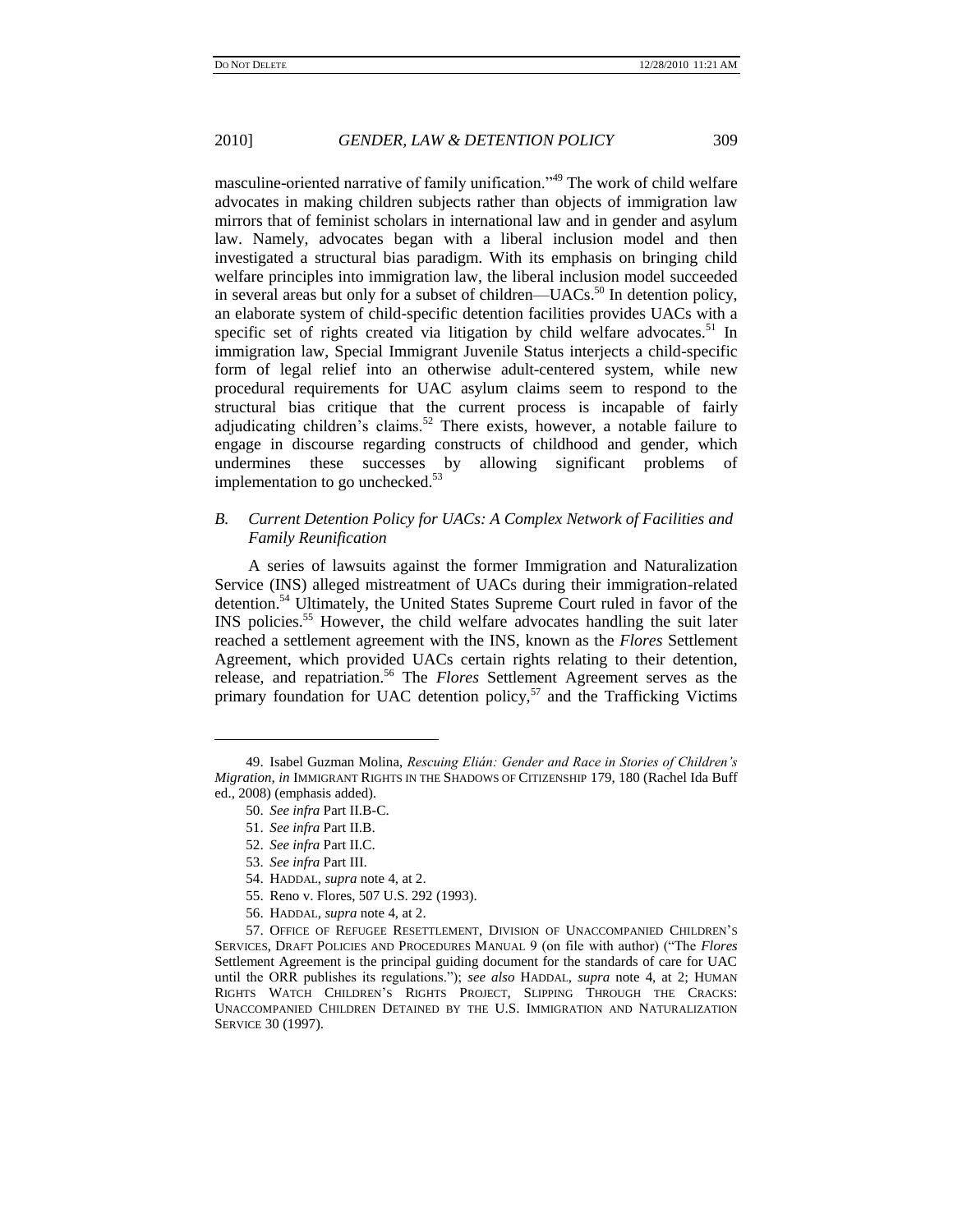masculine-oriented narrative of family unification."[49] The work of child welfare advocates in making children subjects rather than objects of immigration law mirrors that of feminist scholars in international law and in gender and asylum law. Namely, advocates began with a liberal inclusion model and then investigated a structural bias paradigm. With its emphasis on bringing child welfare principles into immigration law, the liberal inclusion model succeeded in several areas but only for a subset of children—UACs.[50] In detention policy, an elaborate system of child-specific detention facilities provides UACs with a specific set of rights created via litigation by child welfare advocates.[51] In immigration law, Special Immigrant Juvenile Status interjects a child-specific form of legal relief into an otherwise adult-centered system, while new procedural requirements for UAC asylum claims seem to respond to the structural bias critique that the current process is incapable of fairly adjudicating children's claims.[52] There exists, however, a notable failure to engage in discourse regarding constructs of childhood and gender, which undermines these successes by allowing significant problems of implementation to go unchecked.[53]

### *B. Current Detention Policy for UACs: A Complex Network of Facilities and Family Reunification*

A series of lawsuits against the former Immigration and Naturalization Service (INS) alleged mistreatment of UACs during their immigration-related detention.[54] Ultimately, the United States Supreme Court ruled in favor of the INS policies.[55] However, the child welfare advocates handling the suit later reached a settlement agreement with the INS, known as the *Flores* Settlement Agreement, which provided UACs certain rights relating to their detention, release, and repatriation.[56] The *Flores* Settlement Agreement serves as the primary foundation for UAC detention policy,[57] and the Trafficking Victims

---

49. Isabel Guzman Molina, *Rescuing Elián: Gender and Race in Stories of Children's Migration*, *in* IMMIGRANT RIGHTS IN THE SHADOWS OF CITIZENSHIP 179, 180 (Rachel Ida Buff ed., 2008) (emphasis added).

50. *See infra* Part II.B-C.

51. *See infra* Part II.B.

52. *See infra* Part II.C.

53. *See infra* Part III.

54. HADDAL, *supra* note 4, at 2.

55. Reno v. Flores, 507 U.S. 292 (1993).

56. HADDAL, *supra* note 4, at 2.

57. OFFICE OF REFUGEE RESETTLEMENT, DIVISION OF UNACCOMPANIED CHILDREN'S SERVICES, DRAFT POLICIES AND PROCEDURES MANUAL 9 (on file with author) ("The *Flores* Settlement Agreement is the principal guiding document for the standards of care for UAC until the ORR publishes its regulations."); *see also* HADDAL, *supra* note 4, at 2; HUMAN RIGHTS WATCH CHILDREN'S RIGHTS PROJECT, SLIPPING THROUGH THE CRACKS: UNACCOMPANIED CHILDREN DETAINED BY THE U.S. IMMIGRATION AND NATURALIZATION SERVICE 30 (1997).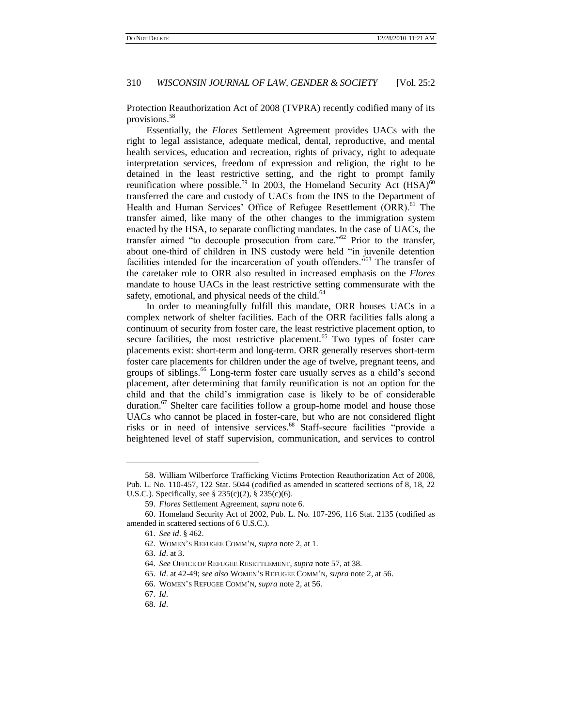Protection Reauthorization Act of 2008 (TVPRA) recently codified many of its provisions.[58]

Essentially, the *Flores* Settlement Agreement provides UACs with the right to legal assistance, adequate medical, dental, reproductive, and mental health services, education and recreation, rights of privacy, right to adequate interpretation services, freedom of expression and religion, the right to be detained in the least restrictive setting, and the right to prompt family reunification where possible.[59] In 2003, the Homeland Security Act (HSA)[60] transferred the care and custody of UACs from the INS to the Department of Health and Human Services' Office of Refugee Resettlement (ORR).[61] The transfer aimed, like many of the other changes to the immigration system enacted by the HSA, to separate conflicting mandates. In the case of UACs, the transfer aimed "to decouple prosecution from care."[62] Prior to the transfer, about one-third of children in INS custody were held "in juvenile detention facilities intended for the incarceration of youth offenders."[63] The transfer of the caretaker role to ORR also resulted in increased emphasis on the *Flores* mandate to house UACs in the least restrictive setting commensurate with the safety, emotional, and physical needs of the child.[64]

In order to meaningfully fulfill this mandate, ORR houses UACs in a complex network of shelter facilities. Each of the ORR facilities falls along a continuum of security from foster care, the least restrictive placement option, to secure facilities, the most restrictive placement.[65] Two types of foster care placements exist: short-term and long-term. ORR generally reserves short-term foster care placements for children under the age of twelve, pregnant teens, and groups of siblings.[66] Long-term foster care usually serves as a child's second placement, after determining that family reunification is not an option for the child and that the child's immigration case is likely to be of considerable duration.[67] Shelter care facilities follow a group-home model and house those UACs who cannot be placed in foster-care, but who are not considered flight risks or in need of intensive services.[68] Staff-secure facilities "provide a heightened level of staff supervision, communication, and services to control

---

58. William Wilberforce Trafficking Victims Protection Reauthorization Act of 2008, Pub. L. No. 110-457, 122 Stat. 5044 (codified as amended in scattered sections of 8, 18, 22 U.S.C.). Specifically, see § 235(c)(2), § 235(c)(6).

59. *Flores* Settlement Agreement, *supra* note 6.

60. Homeland Security Act of 2002, Pub. L. No. 107-296, 116 Stat. 2135 (codified as amended in scattered sections of 6 U.S.C.).

61. *See id*. § 462.

62. WOMEN'S REFUGEE COMM'N, *supra* note 2, at 1.

63. *Id*. at 3.

64. *See* OFFICE OF REFUGEE RESETTLEMENT, *supra* note 57, at 38.

65. *Id*. at 42-49; *see also* WOMEN'S REFUGEE COMM'N, *supra* note 2, at 56.

66. WOMEN'S REFUGEE COMM'N, *supra* note 2, at 56.

67. *Id*.

68. *Id*.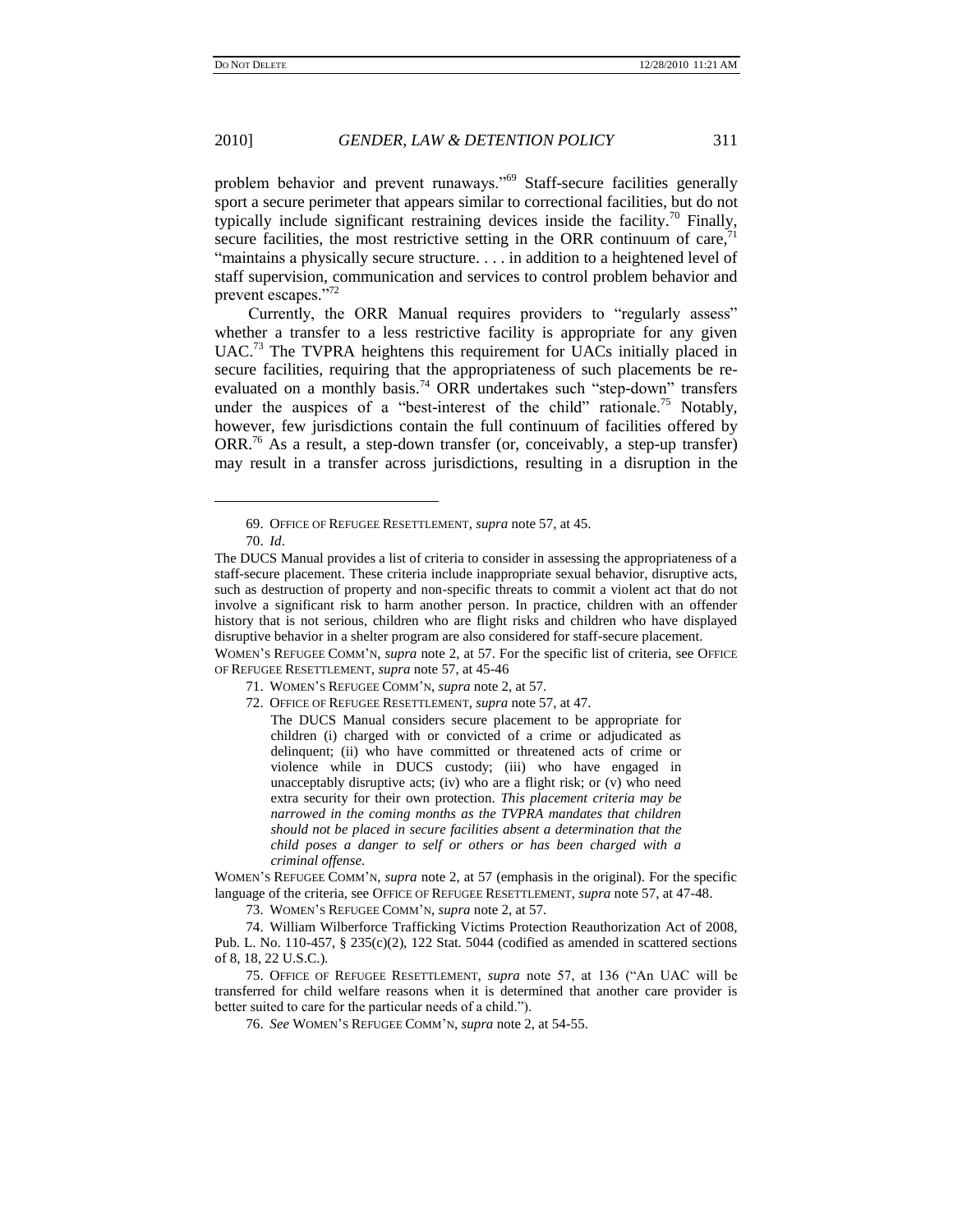problem behavior and prevent runaways."[69] Staff-secure facilities generally sport a secure perimeter that appears similar to correctional facilities, but do not typically include significant restraining devices inside the facility.[70] Finally, secure facilities, the most restrictive setting in the ORR continuum of care,[71] "maintains a physically secure structure. . . . in addition to a heightened level of staff supervision, communication and services to control problem behavior and prevent escapes."[72]

Currently, the ORR Manual requires providers to "regularly assess" whether a transfer to a less restrictive facility is appropriate for any given UAC.[73] The TVPRA heightens this requirement for UACs initially placed in secure facilities, requiring that the appropriateness of such placements be re-evaluated on a monthly basis.[74] ORR undertakes such "step-down" transfers under the auspices of a "best-interest of the child" rationale.[75] Notably, however, few jurisdictions contain the full continuum of facilities offered by ORR.[76] As a result, a step-down transfer (or, conceivably, a step-up transfer) may result in a transfer across jurisdictions, resulting in a disruption in the

---

69. OFFICE OF REFUGEE RESETTLEMENT, *supra* note 57, at 45.

70. *Id*.

The DUCS Manual provides a list of criteria to consider in assessing the appropriateness of a staff-secure placement. These criteria include inappropriate sexual behavior, disruptive acts, such as destruction of property and non-specific threats to commit a violent act that do not involve a significant risk to harm another person. In practice, children with an offender history that is not serious, children who are flight risks and children who have displayed disruptive behavior in a shelter program are also considered for staff-secure placement.

WOMEN'S REFUGEE COMM'N, *supra* note 2, at 57. For the specific list of criteria, see OFFICE OF REFUGEE RESETTLEMENT, *supra* note 57, at 45-46

71. WOMEN'S REFUGEE COMM'N, *supra* note 2, at 57.

72. OFFICE OF REFUGEE RESETTLEMENT, *supra* note 57, at 47.

> The DUCS Manual considers secure placement to be appropriate for children (i) charged with or convicted of a crime or adjudicated as delinquent; (ii) who have committed or threatened acts of crime or violence while in DUCS custody; (iii) who have engaged in unacceptably disruptive acts; (iv) who are a flight risk; or (v) who need extra security for their own protection. *This placement criteria may be narrowed in the coming months as the TVPRA mandates that children should not be placed in secure facilities absent a determination that the child poses a danger to self or others or has been charged with a criminal offense*.

WOMEN'S REFUGEE COMM'N, *supra* note 2, at 57 (emphasis in the original). For the specific language of the criteria, see OFFICE OF REFUGEE RESETTLEMENT, *supra* note 57, at 47-48.

73. WOMEN'S REFUGEE COMM'N, *supra* note 2, at 57.

74. William Wilberforce Trafficking Victims Protection Reauthorization Act of 2008, Pub. L. No. 110-457, § 235(c)(2), 122 Stat. 5044 (codified as amended in scattered sections of 8, 18, 22 U.S.C.).

75. OFFICE OF REFUGEE RESETTLEMENT, *supra* note 57, at 136 ("An UAC will be transferred for child welfare reasons when it is determined that another care provider is better suited to care for the particular needs of a child.").

76. *See* WOMEN'S REFUGEE COMM'N, *supra* note 2, at 54-55.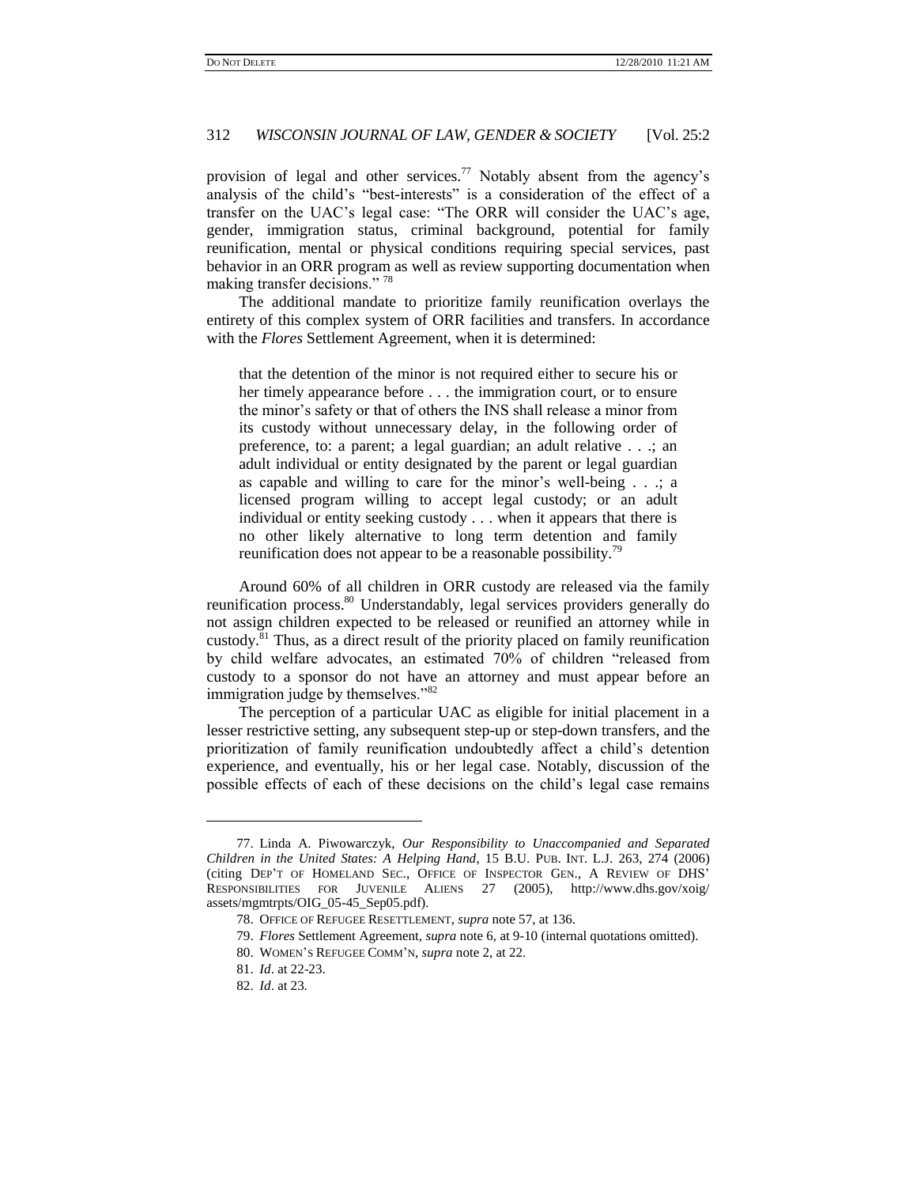provision of legal and other services.[77] Notably absent from the agency's analysis of the child's "best-interests" is a consideration of the effect of a transfer on the UAC's legal case: "The ORR will consider the UAC's age, gender, immigration status, criminal background, potential for family reunification, mental or physical conditions requiring special services, past behavior in an ORR program as well as review supporting documentation when making transfer decisions." [78]

The additional mandate to prioritize family reunification overlays the entirety of this complex system of ORR facilities and transfers. In accordance with the *Flores* Settlement Agreement, when it is determined:

> that the detention of the minor is not required either to secure his or her timely appearance before . . . the immigration court, or to ensure the minor's safety or that of others the INS shall release a minor from its custody without unnecessary delay, in the following order of preference, to: a parent; a legal guardian; an adult relative . . .; an adult individual or entity designated by the parent or legal guardian as capable and willing to care for the minor's well-being . . .; a licensed program willing to accept legal custody; or an adult individual or entity seeking custody . . . when it appears that there is no other likely alternative to long term detention and family reunification does not appear to be a reasonable possibility.[79]

Around 60% of all children in ORR custody are released via the family reunification process.[80] Understandably, legal services providers generally do not assign children expected to be released or reunified an attorney while in custody.[81] Thus, as a direct result of the priority placed on family reunification by child welfare advocates, an estimated 70% of children "released from custody to a sponsor do not have an attorney and must appear before an immigration judge by themselves."[82]

The perception of a particular UAC as eligible for initial placement in a lesser restrictive setting, any subsequent step-up or step-down transfers, and the prioritization of family reunification undoubtedly affect a child's detention experience, and eventually, his or her legal case. Notably, discussion of the possible effects of each of these decisions on the child's legal case remains

---

77. Linda A. Piwowarczyk, *Our Responsibility to Unaccompanied and Separated Children in the United States: A Helping Hand*, 15 B.U. PUB. INT. L.J. 263, 274 (2006) (citing DEP'T OF HOMELAND SEC., OFFICE OF INSPECTOR GEN., A REVIEW OF DHS' RESPONSIBILITIES FOR JUVENILE ALIENS 27 (2005), http://www.dhs.gov/xoig/assets/mgmtrpts/OIG_05-45_Sep05.pdf).

78. OFFICE OF REFUGEE RESETTLEMENT, *supra* note 57, at 136.

79. *Flores* Settlement Agreement, *supra* note 6, at 9-10 (internal quotations omitted).

80. WOMEN'S REFUGEE COMM'N, *supra* note 2, at 22.

81. *Id*. at 22-23.

82. *Id*. at 23.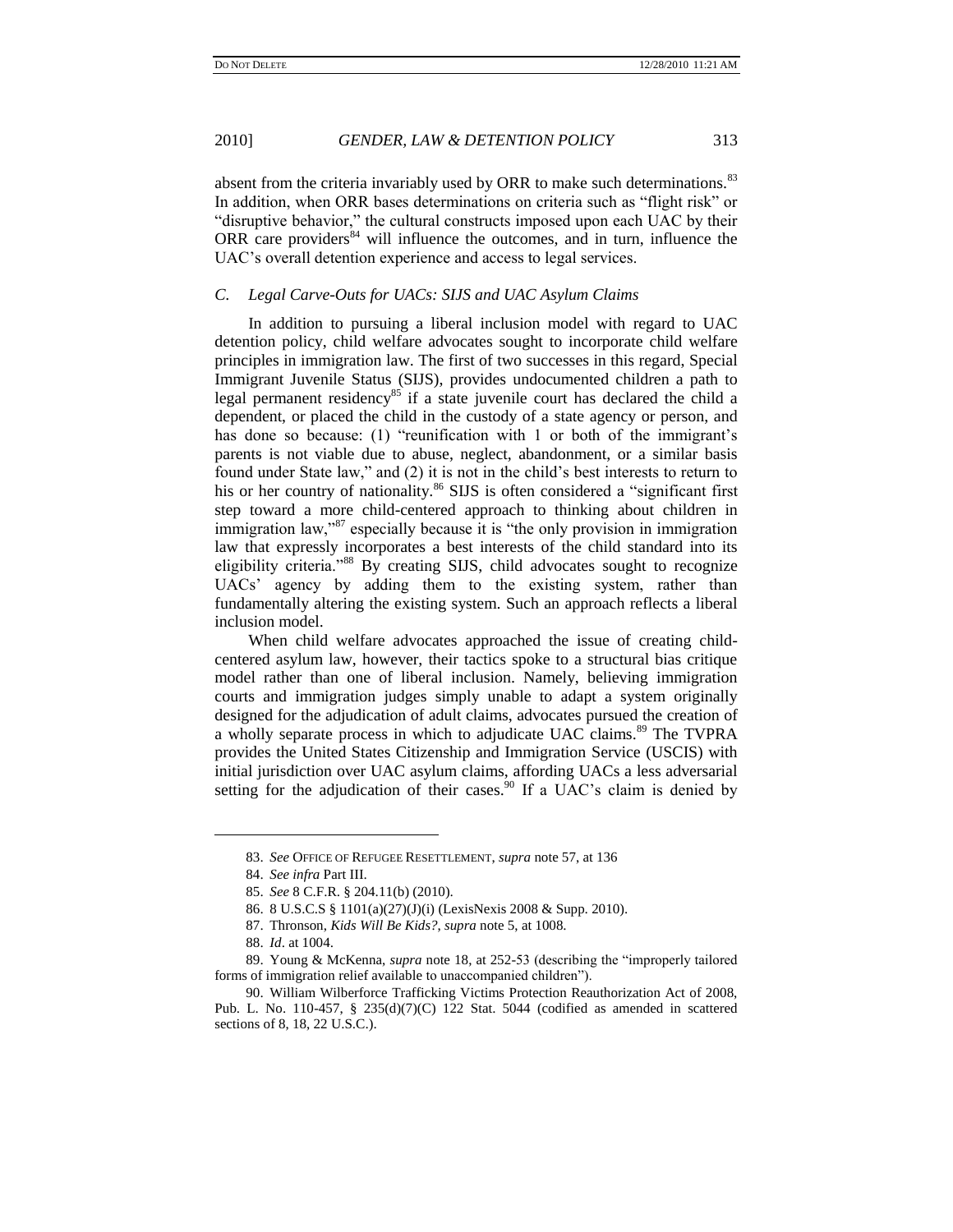absent from the criteria invariably used by ORR to make such determinations.[83] In addition, when ORR bases determinations on criteria such as "flight risk" or "disruptive behavior," the cultural constructs imposed upon each UAC by their ORR care providers[84] will influence the outcomes, and in turn, influence the UAC's overall detention experience and access to legal services.

### *C. Legal Carve-Outs for UACs: SIJS and UAC Asylum Claims*

In addition to pursuing a liberal inclusion model with regard to UAC detention policy, child welfare advocates sought to incorporate child welfare principles in immigration law. The first of two successes in this regard, Special Immigrant Juvenile Status (SIJS), provides undocumented children a path to legal permanent residency[85] if a state juvenile court has declared the child a dependent, or placed the child in the custody of a state agency or person, and has done so because: (1) "reunification with 1 or both of the immigrant's parents is not viable due to abuse, neglect, abandonment, or a similar basis found under State law," and (2) it is not in the child's best interests to return to his or her country of nationality.[86] SIJS is often considered a "significant first step toward a more child-centered approach to thinking about children in immigration law,"[87] especially because it is "the only provision in immigration law that expressly incorporates a best interests of the child standard into its eligibility criteria."[88] By creating SIJS, child advocates sought to recognize UACs' agency by adding them to the existing system, rather than fundamentally altering the existing system. Such an approach reflects a liberal inclusion model.

When child welfare advocates approached the issue of creating child-centered asylum law, however, their tactics spoke to a structural bias critique model rather than one of liberal inclusion. Namely, believing immigration courts and immigration judges simply unable to adapt a system originally designed for the adjudication of adult claims, advocates pursued the creation of a wholly separate process in which to adjudicate UAC claims.[89] The TVPRA provides the United States Citizenship and Immigration Service (USCIS) with initial jurisdiction over UAC asylum claims, affording UACs a less adversarial setting for the adjudication of their cases.[90] If a UAC's claim is denied by

---

83. *See* OFFICE OF REFUGEE RESETTLEMENT, *supra* note 57, at 136

84. *See infra* Part III.

85. *See* 8 C.F.R. § 204.11(b) (2010).

86. 8 U.S.C.S § 1101(a)(27)(J)(i) (LexisNexis 2008 & Supp. 2010).

87. Thronson, *Kids Will Be Kids?*, *supra* note 5, at 1008.

88. *Id*. at 1004.

89. Young & McKenna, *supra* note 18, at 252-53 (describing the "improperly tailored forms of immigration relief available to unaccompanied children").

90. William Wilberforce Trafficking Victims Protection Reauthorization Act of 2008, Pub. L. No. 110-457, § 235(d)(7)(C) 122 Stat. 5044 (codified as amended in scattered sections of 8, 18, 22 U.S.C.).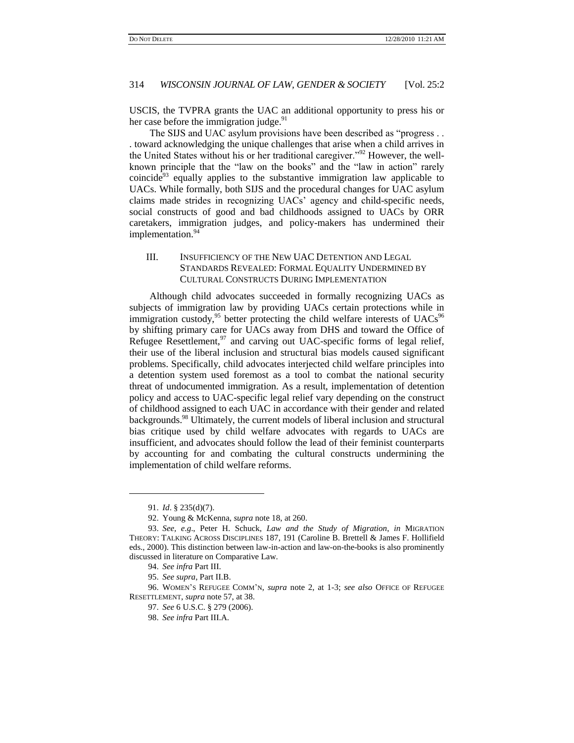USCIS, the TVPRA grants the UAC an additional opportunity to press his or her case before the immigration judge.[91]

The SIJS and UAC asylum provisions have been described as "progress . . . toward acknowledging the unique challenges that arise when a child arrives in the United States without his or her traditional caregiver."[92] However, the well-known principle that the "law on the books" and the "law in action" rarely coincide[93] equally applies to the substantive immigration law applicable to UACs. While formally, both SIJS and the procedural changes for UAC asylum claims made strides in recognizing UACs' agency and child-specific needs, social constructs of good and bad childhoods assigned to UACs by ORR caretakers, immigration judges, and policy-makers has undermined their implementation.[94]

## III. INSUFFICIENCY OF THE NEW UAC DETENTION AND LEGAL STANDARDS REVEALED: FORMAL EQUALITY UNDERMINED BY CULTURAL CONSTRUCTS DURING IMPLEMENTATION

Although child advocates succeeded in formally recognizing UACs as subjects of immigration law by providing UACs certain protections while in immigration custody,[95] better protecting the child welfare interests of UACs[96] by shifting primary care for UACs away from DHS and toward the Office of Refugee Resettlement,[97] and carving out UAC-specific forms of legal relief, their use of the liberal inclusion and structural bias models caused significant problems. Specifically, child advocates interjected child welfare principles into a detention system used foremost as a tool to combat the national security threat of undocumented immigration. As a result, implementation of detention policy and access to UAC-specific legal relief vary depending on the construct of childhood assigned to each UAC in accordance with their gender and related backgrounds.[98] Ultimately, the current models of liberal inclusion and structural bias critique used by child welfare advocates with regards to UACs are insufficient, and advocates should follow the lead of their feminist counterparts by accounting for and combating the cultural constructs undermining the implementation of child welfare reforms.

---

91. *Id*. § 235(d)(7).

92. Young & McKenna, *supra* note 18, at 260.

93. *See, e.g*., Peter H. Schuck, *Law and the Study of Migration*, *in* MIGRATION THEORY: TALKING ACROSS DISCIPLINES 187, 191 (Caroline B. Brettell & James F. Hollifield eds., 2000). This distinction between law-in-action and law-on-the-books is also prominently discussed in literature on Comparative Law.

94. *See infra* Part III.

95. *See supra*, Part II.B.

96. WOMEN'S REFUGEE COMM'N, *supra* note 2, at 1-3; *see also* OFFICE OF REFUGEE RESETTLEMENT, *supra* note 57, at 38.

97. *See* 6 U.S.C. § 279 (2006).

98. *See infra* Part III.A.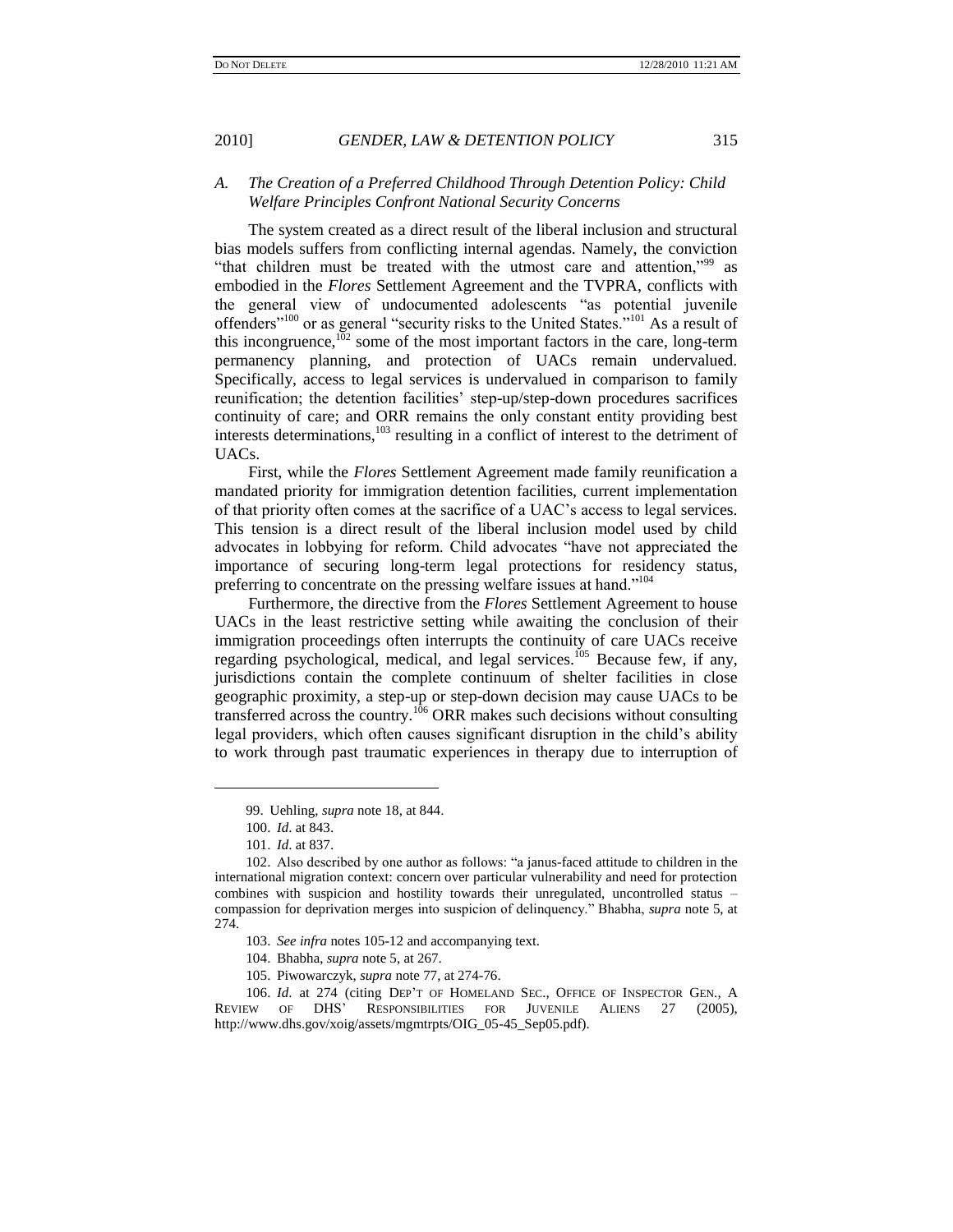### *A. The Creation of a Preferred Childhood Through Detention Policy: Child Welfare Principles Confront National Security Concerns*

The system created as a direct result of the liberal inclusion and structural bias models suffers from conflicting internal agendas. Namely, the conviction "that children must be treated with the utmost care and attention,"[99] as embodied in the *Flores* Settlement Agreement and the TVPRA, conflicts with the general view of undocumented adolescents "as potential juvenile offenders"[100] or as general "security risks to the United States."[101] As a result of this incongruence,[102] some of the most important factors in the care, long-term permanency planning, and protection of UACs remain undervalued. Specifically, access to legal services is undervalued in comparison to family reunification; the detention facilities' step-up/step-down procedures sacrifices continuity of care; and ORR remains the only constant entity providing best interests determinations,[103] resulting in a conflict of interest to the detriment of UACs.

First, while the *Flores* Settlement Agreement made family reunification a mandated priority for immigration detention facilities, current implementation of that priority often comes at the sacrifice of a UAC's access to legal services. This tension is a direct result of the liberal inclusion model used by child advocates in lobbying for reform. Child advocates "have not appreciated the importance of securing long-term legal protections for residency status, preferring to concentrate on the pressing welfare issues at hand."[104]

Furthermore, the directive from the *Flores* Settlement Agreement to house UACs in the least restrictive setting while awaiting the conclusion of their immigration proceedings often interrupts the continuity of care UACs receive regarding psychological, medical, and legal services.[105] Because few, if any, jurisdictions contain the complete continuum of shelter facilities in close geographic proximity, a step-up or step-down decision may cause UACs to be transferred across the country.[106] ORR makes such decisions without consulting legal providers, which often causes significant disruption in the child's ability to work through past traumatic experiences in therapy due to interruption of

---

99. Uehling, *supra* note 18, at 844.

100. *Id.* at 843.

101. *Id.* at 837.

102. Also described by one author as follows: "a janus-faced attitude to children in the international migration context: concern over particular vulnerability and need for protection combines with suspicion and hostility towards their unregulated, uncontrolled status – compassion for deprivation merges into suspicion of delinquency." Bhabha, *supra* note 5, at 274.

103. *See infra* notes 105-12 and accompanying text.

104. Bhabha, *supra* note 5, at 267.

105. Piwowarczyk, *supra* note 77, at 274-76.

106. *Id.* at 274 (citing DEP'T OF HOMELAND SEC., OFFICE OF INSPECTOR GEN., A REVIEW OF DHS' RESPONSIBILITIES FOR JUVENILE ALIENS 27 (2005), http://www.dhs.gov/xoig/assets/mgmtrpts/OIG_05-45_Sep05.pdf).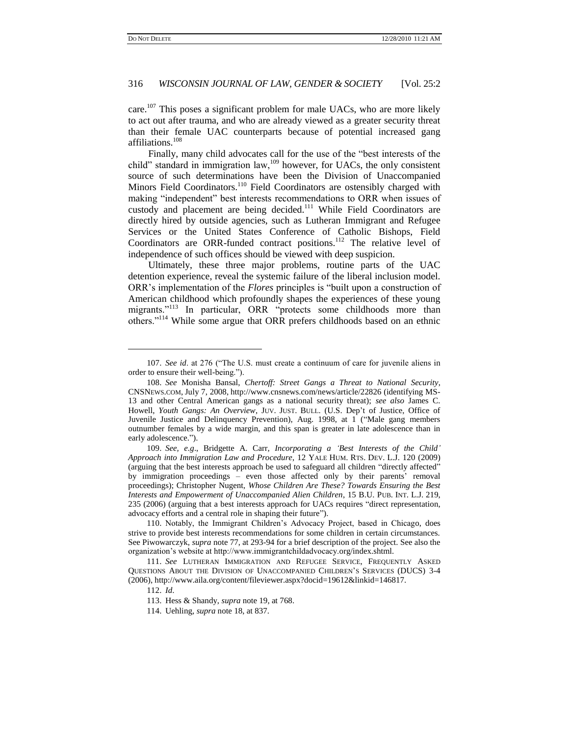care.[107] This poses a significant problem for male UACs, who are more likely to act out after trauma, and who are already viewed as a greater security threat than their female UAC counterparts because of potential increased gang affiliations.[108]

Finally, many child advocates call for the use of the "best interests of the child" standard in immigration law,[109] however, for UACs, the only consistent source of such determinations have been the Division of Unaccompanied Minors Field Coordinators.[110] Field Coordinators are ostensibly charged with making "independent" best interests recommendations to ORR when issues of custody and placement are being decided.[111] While Field Coordinators are directly hired by outside agencies, such as Lutheran Immigrant and Refugee Services or the United States Conference of Catholic Bishops, Field Coordinators are ORR-funded contract positions.[112] The relative level of independence of such offices should be viewed with deep suspicion.

Ultimately, these three major problems, routine parts of the UAC detention experience, reveal the systemic failure of the liberal inclusion model. ORR's implementation of the *Flores* principles is "built upon a construction of American childhood which profoundly shapes the experiences of these young migrants."[113] In particular, ORR "protects some childhoods more than others."[114] While some argue that ORR prefers childhoods based on an ethnic

---

107. *See id*. at 276 ("The U.S. must create a continuum of care for juvenile aliens in order to ensure their well-being.").

108. *See* Monisha Bansal, *Chertoff: Street Gangs a Threat to National Security*, CNSNEWS.COM, July 7, 2008, http://www.cnsnews.com/news/article/22826 (identifying MS-13 and other Central American gangs as a national security threat); *see also* James C. Howell, *Youth Gangs: An Overview*, JUV. JUST. BULL. (U.S. Dep't of Justice, Office of Juvenile Justice and Delinquency Prevention), Aug. 1998, at 1 ("Male gang members outnumber females by a wide margin, and this span is greater in late adolescence than in early adolescence.").

109. *See, e.g*., Bridgette A. Carr, *Incorporating a 'Best Interests of the Child' Approach into Immigration Law and Procedure*, 12 YALE HUM. RTS. DEV. L.J. 120 (2009) (arguing that the best interests approach be used to safeguard all children "directly affected" by immigration proceedings – even those affected only by their parents' removal proceedings); Christopher Nugent, *Whose Children Are These? Towards Ensuring the Best Interests and Empowerment of Unaccompanied Alien Children*, 15 B.U. PUB. INT. L.J. 219, 235 (2006) (arguing that a best interests approach for UACs requires "direct representation, advocacy efforts and a central role in shaping their future").

110. Notably, the Immigrant Children's Advocacy Project, based in Chicago, does strive to provide best interests recommendations for some children in certain circumstances. See Piwowarczyk, *supra* note 77, at 293-94 for a brief description of the project. See also the organization's website at http://www.immigrantchildadvocacy.org/index.shtml.

111. *See* LUTHERAN IMMIGRATION AND REFUGEE SERVICE, FREQUENTLY ASKED QUESTIONS ABOUT THE DIVISION OF UNACCOMPANIED CHILDREN'S SERVICES (DUCS) 3-4 (2006), http://www.aila.org/content/fileviewer.aspx?docid=19612&linkid=146817.

112. *Id*.

113. Hess & Shandy, *supra* note 19, at 768.

114. Uehling, *supra* note 18, at 837.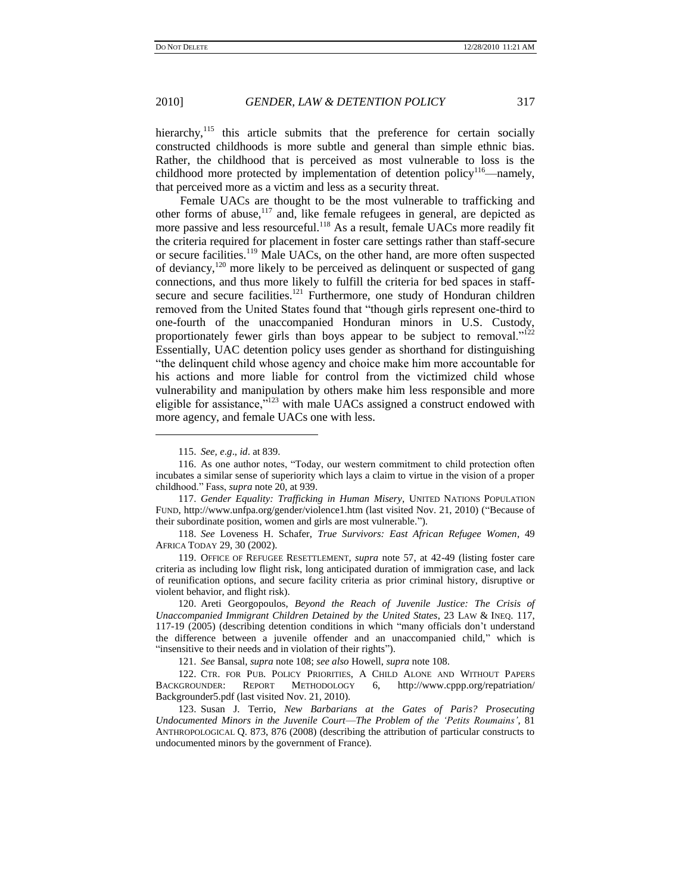hierarchy,[115] this article submits that the preference for certain socially constructed childhoods is more subtle and general than simple ethnic bias. Rather, the childhood that is perceived as most vulnerable to loss is the childhood more protected by implementation of detention policy[116]—namely, that perceived more as a victim and less as a security threat.

Female UACs are thought to be the most vulnerable to trafficking and other forms of abuse,[117] and, like female refugees in general, are depicted as more passive and less resourceful.[118] As a result, female UACs more readily fit the criteria required for placement in foster care settings rather than staff-secure or secure facilities.[119] Male UACs, on the other hand, are more often suspected of deviancy,[120] more likely to be perceived as delinquent or suspected of gang connections, and thus more likely to fulfill the criteria for bed spaces in staff-secure and secure facilities.[121] Furthermore, one study of Honduran children removed from the United States found that "though girls represent one-third to one-fourth of the unaccompanied Honduran minors in U.S. Custody, proportionately fewer girls than boys appear to be subject to removal."[122] Essentially, UAC detention policy uses gender as shorthand for distinguishing "the delinquent child whose agency and choice make him more accountable for his actions and more liable for control from the victimized child whose vulnerability and manipulation by others make him less responsible and more eligible for assistance,"[123] with male UACs assigned a construct endowed with more agency, and female UACs one with less.

---

115. *See, e.g.*, *id*. at 839.

116. As one author notes, "Today, our western commitment to child protection often incubates a similar sense of superiority which lays a claim to virtue in the vision of a proper childhood." Fass, *supra* note 20, at 939.

117. *Gender Equality: Trafficking in Human Misery*, UNITED NATIONS POPULATION FUND, http://www.unfpa.org/gender/violence1.htm (last visited Nov. 21, 2010) ("Because of their subordinate position, women and girls are most vulnerable.").

118. *See* Loveness H. Schafer, *True Survivors: East African Refugee Women*, 49 AFRICA TODAY 29, 30 (2002).

119. OFFICE OF REFUGEE RESETTLEMENT, *supra* note 57, at 42-49 (listing foster care criteria as including low flight risk, long anticipated duration of immigration case, and lack of reunification options, and secure facility criteria as prior criminal history, disruptive or violent behavior, and flight risk).

120. Areti Georgopoulos, *Beyond the Reach of Juvenile Justice: The Crisis of Unaccompanied Immigrant Children Detained by the United States*, 23 LAW & INEQ. 117, 117-19 (2005) (describing detention conditions in which "many officials don't understand the difference between a juvenile offender and an unaccompanied child," which is "insensitive to their needs and in violation of their rights").

121. *See* Bansal, *supra* note 108; *see also* Howell, *supra* note 108.

122. CTR. FOR PUB. POLICY PRIORITIES, A CHILD ALONE AND WITHOUT PAPERS BACKGROUNDER: REPORT METHODOLOGY 6, http://www.cppp.org/repatriation/Backgrounder5.pdf (last visited Nov. 21, 2010).

123. Susan J. Terrio, *New Barbarians at the Gates of Paris? Prosecuting Undocumented Minors in the Juvenile Court—The Problem of the 'Petits Roumains'*, 81 ANTHROPOLOGICAL Q. 873, 876 (2008) (describing the attribution of particular constructs to undocumented minors by the government of France).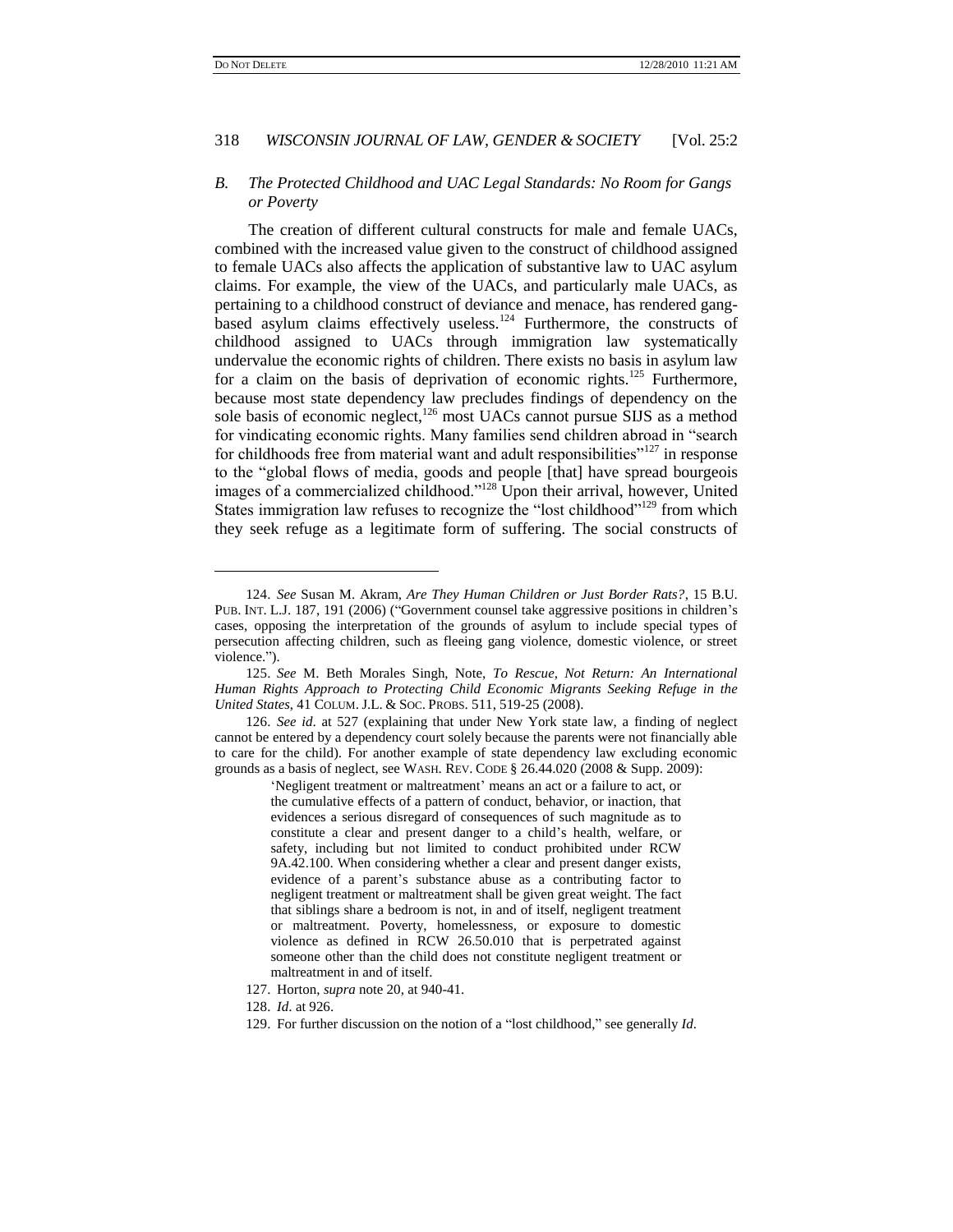### *B. The Protected Childhood and UAC Legal Standards: No Room for Gangs or Poverty*

The creation of different cultural constructs for male and female UACs, combined with the increased value given to the construct of childhood assigned to female UACs also affects the application of substantive law to UAC asylum claims. For example, the view of the UACs, and particularly male UACs, as pertaining to a childhood construct of deviance and menace, has rendered gang-based asylum claims effectively useless.[124] Furthermore, the constructs of childhood assigned to UACs through immigration law systematically undervalue the economic rights of children. There exists no basis in asylum law for a claim on the basis of deprivation of economic rights.[125] Furthermore, because most state dependency law precludes findings of dependency on the sole basis of economic neglect,[126] most UACs cannot pursue SIJS as a method for vindicating economic rights. Many families send children abroad in "search for childhoods free from material want and adult responsibilities"[127] in response to the "global flows of media, goods and people [that] have spread bourgeois images of a commercialized childhood."[128] Upon their arrival, however, United States immigration law refuses to recognize the "lost childhood"[129] from which they seek refuge as a legitimate form of suffering. The social constructs of

---

124. *See* Susan M. Akram, *Are They Human Children or Just Border Rats?*, 15 B.U. PUB. INT. L.J. 187, 191 (2006) ("Government counsel take aggressive positions in children's cases, opposing the interpretation of the grounds of asylum to include special types of persecution affecting children, such as fleeing gang violence, domestic violence, or street violence.").

125. *See* M. Beth Morales Singh, Note, *To Rescue, Not Return: An International Human Rights Approach to Protecting Child Economic Migrants Seeking Refuge in the United States*, 41 COLUM. J.L. & SOC. PROBS. 511, 519-25 (2008).

126. *See id.* at 527 (explaining that under New York state law, a finding of neglect cannot be entered by a dependency court solely because the parents were not financially able to care for the child). For another example of state dependency law excluding economic grounds as a basis of neglect, see WASH. REV. CODE § 26.44.020 (2008 & Supp. 2009):

> 'Negligent treatment or maltreatment' means an act or a failure to act, or the cumulative effects of a pattern of conduct, behavior, or inaction, that evidences a serious disregard of consequences of such magnitude as to constitute a clear and present danger to a child's health, welfare, or safety, including but not limited to conduct prohibited under RCW 9A.42.100. When considering whether a clear and present danger exists, evidence of a parent's substance abuse as a contributing factor to negligent treatment or maltreatment shall be given great weight. The fact that siblings share a bedroom is not, in and of itself, negligent treatment or maltreatment. Poverty, homelessness, or exposure to domestic violence as defined in RCW 26.50.010 that is perpetrated against someone other than the child does not constitute negligent treatment or maltreatment in and of itself.

127. Horton, *supra* note 20, at 940-41.

128. *Id.* at 926.

129. For further discussion on the notion of a "lost childhood," see generally *Id.*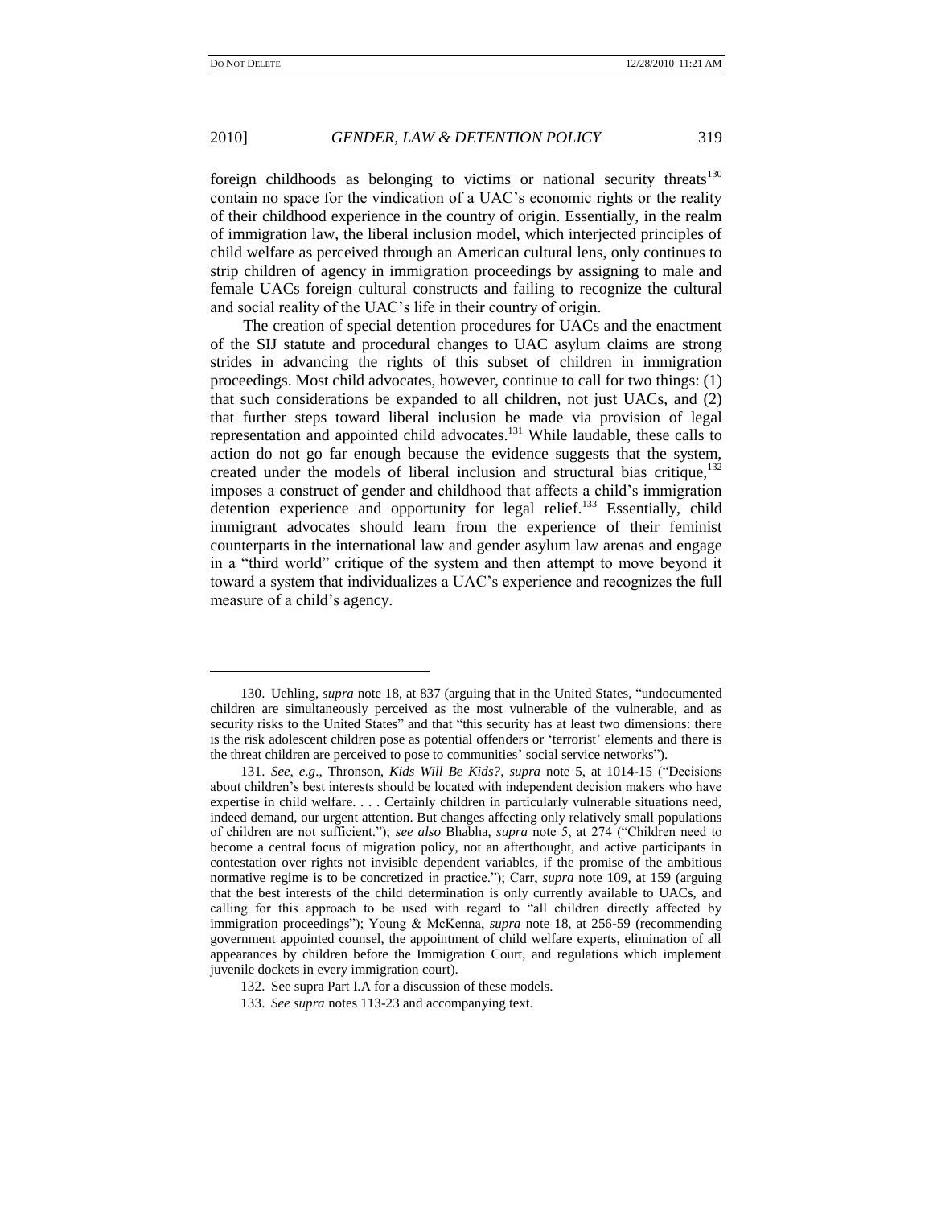foreign childhoods as belonging to victims or national security threats[130] contain no space for the vindication of a UAC's economic rights or the reality of their childhood experience in the country of origin. Essentially, in the realm of immigration law, the liberal inclusion model, which interjected principles of child welfare as perceived through an American cultural lens, only continues to strip children of agency in immigration proceedings by assigning to male and female UACs foreign cultural constructs and failing to recognize the cultural and social reality of the UAC's life in their country of origin.

The creation of special detention procedures for UACs and the enactment of the SIJ statute and procedural changes to UAC asylum claims are strong strides in advancing the rights of this subset of children in immigration proceedings. Most child advocates, however, continue to call for two things: (1) that such considerations be expanded to all children, not just UACs, and (2) that further steps toward liberal inclusion be made via provision of legal representation and appointed child advocates.[131] While laudable, these calls to action do not go far enough because the evidence suggests that the system, created under the models of liberal inclusion and structural bias critique,[132] imposes a construct of gender and childhood that affects a child's immigration detention experience and opportunity for legal relief.[133] Essentially, child immigrant advocates should learn from the experience of their feminist counterparts in the international law and gender asylum law arenas and engage in a "third world" critique of the system and then attempt to move beyond it toward a system that individualizes a UAC's experience and recognizes the full measure of a child's agency.

---

130. Uehling, *supra* note 18, at 837 (arguing that in the United States, "undocumented children are simultaneously perceived as the most vulnerable of the vulnerable, and as security risks to the United States" and that "this security has at least two dimensions: there is the risk adolescent children pose as potential offenders or 'terrorist' elements and there is the threat children are perceived to pose to communities' social service networks").

131. *See, e.g*., Thronson, *Kids Will Be Kids?*, *supra* note 5, at 1014-15 ("Decisions about children's best interests should be located with independent decision makers who have expertise in child welfare. . . . Certainly children in particularly vulnerable situations need, indeed demand, our urgent attention. But changes affecting only relatively small populations of children are not sufficient."); *see also* Bhabha, *supra* note 5, at 274 ("Children need to become a central focus of migration policy, not an afterthought, and active participants in contestation over rights not invisible dependent variables, if the promise of the ambitious normative regime is to be concretized in practice."); Carr, *supra* note 109, at 159 (arguing that the best interests of the child determination is only currently available to UACs, and calling for this approach to be used with regard to "all children directly affected by immigration proceedings"); Young & McKenna, *supra* note 18, at 256-59 (recommending government appointed counsel, the appointment of child welfare experts, elimination of all appearances by children before the Immigration Court, and regulations which implement juvenile dockets in every immigration court).

132. See supra Part I.A for a discussion of these models.

133. *See supra* notes 113-23 and accompanying text.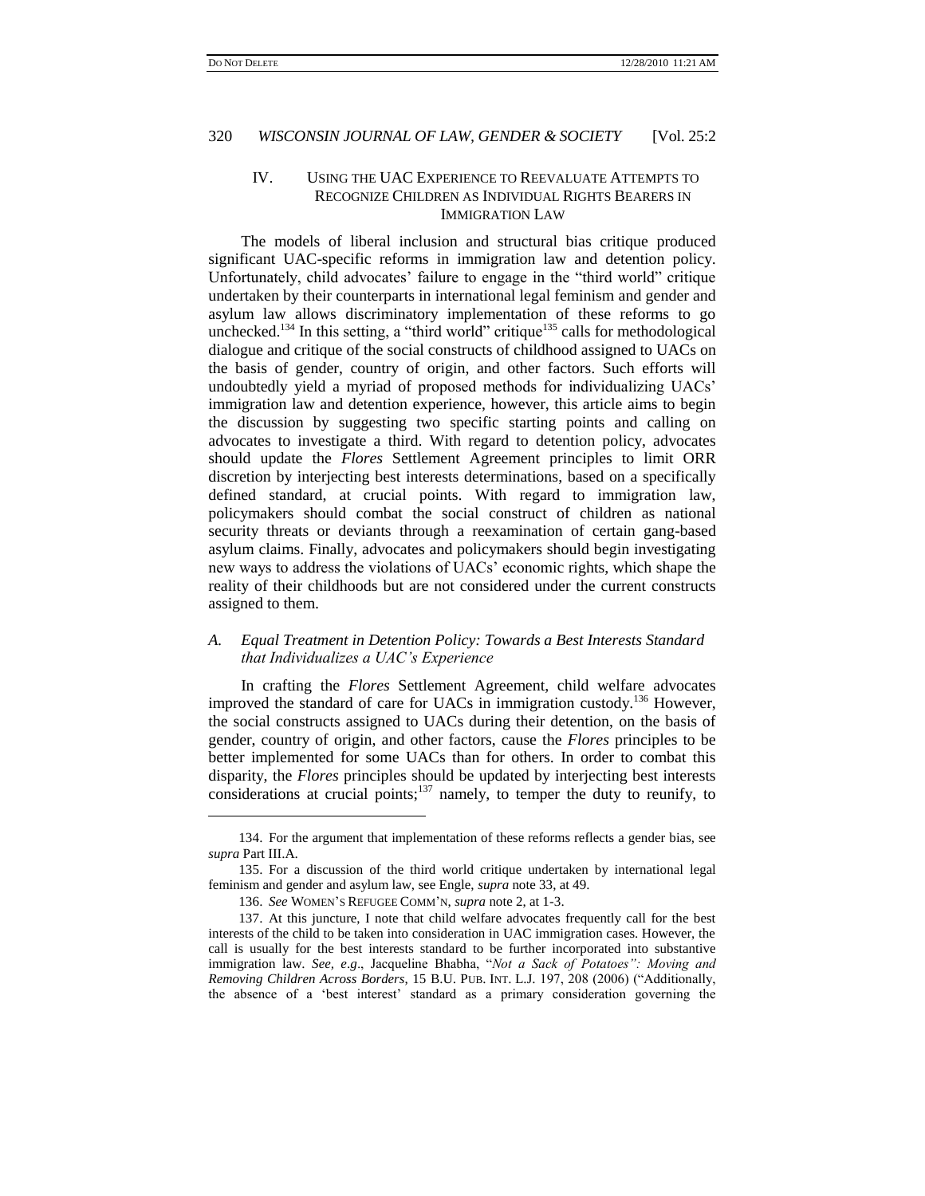## IV. USING THE UAC EXPERIENCE TO REEVALUATE ATTEMPTS TO RECOGNIZE CHILDREN AS INDIVIDUAL RIGHTS BEARERS IN IMMIGRATION LAW

The models of liberal inclusion and structural bias critique produced significant UAC-specific reforms in immigration law and detention policy. Unfortunately, child advocates' failure to engage in the "third world" critique undertaken by their counterparts in international legal feminism and gender and asylum law allows discriminatory implementation of these reforms to go unchecked.[134] In this setting, a "third world" critique[135] calls for methodological dialogue and critique of the social constructs of childhood assigned to UACs on the basis of gender, country of origin, and other factors. Such efforts will undoubtedly yield a myriad of proposed methods for individualizing UACs' immigration law and detention experience, however, this article aims to begin the discussion by suggesting two specific starting points and calling on advocates to investigate a third. With regard to detention policy, advocates should update the *Flores* Settlement Agreement principles to limit ORR discretion by interjecting best interests determinations, based on a specifically defined standard, at crucial points. With regard to immigration law, policymakers should combat the social construct of children as national security threats or deviants through a reexamination of certain gang-based asylum claims. Finally, advocates and policymakers should begin investigating new ways to address the violations of UACs' economic rights, which shape the reality of their childhoods but are not considered under the current constructs assigned to them.

### *A. Equal Treatment in Detention Policy: Towards a Best Interests Standard that Individualizes a UAC's Experience*

In crafting the *Flores* Settlement Agreement, child welfare advocates improved the standard of care for UACs in immigration custody.[136] However, the social constructs assigned to UACs during their detention, on the basis of gender, country of origin, and other factors, cause the *Flores* principles to be better implemented for some UACs than for others. In order to combat this disparity, the *Flores* principles should be updated by interjecting best interests considerations at crucial points;[137] namely, to temper the duty to reunify, to

---

134. For the argument that implementation of these reforms reflects a gender bias, see *supra* Part III.A.

135. For a discussion of the third world critique undertaken by international legal feminism and gender and asylum law, see Engle, *supra* note 33, at 49.

136. *See* WOMEN'S REFUGEE COMM'N, *supra* note 2, at 1-3.

137. At this juncture, I note that child welfare advocates frequently call for the best interests of the child to be taken into consideration in UAC immigration cases. However, the call is usually for the best interests standard to be further incorporated into substantive immigration law. *See, e.g.*, Jacqueline Bhabha, "*Not a Sack of Potatoes": Moving and Removing Children Across Borders*, 15 B.U. PUB. INT. L.J. 197, 208 (2006) ("Additionally, the absence of a 'best interest' standard as a primary consideration governing the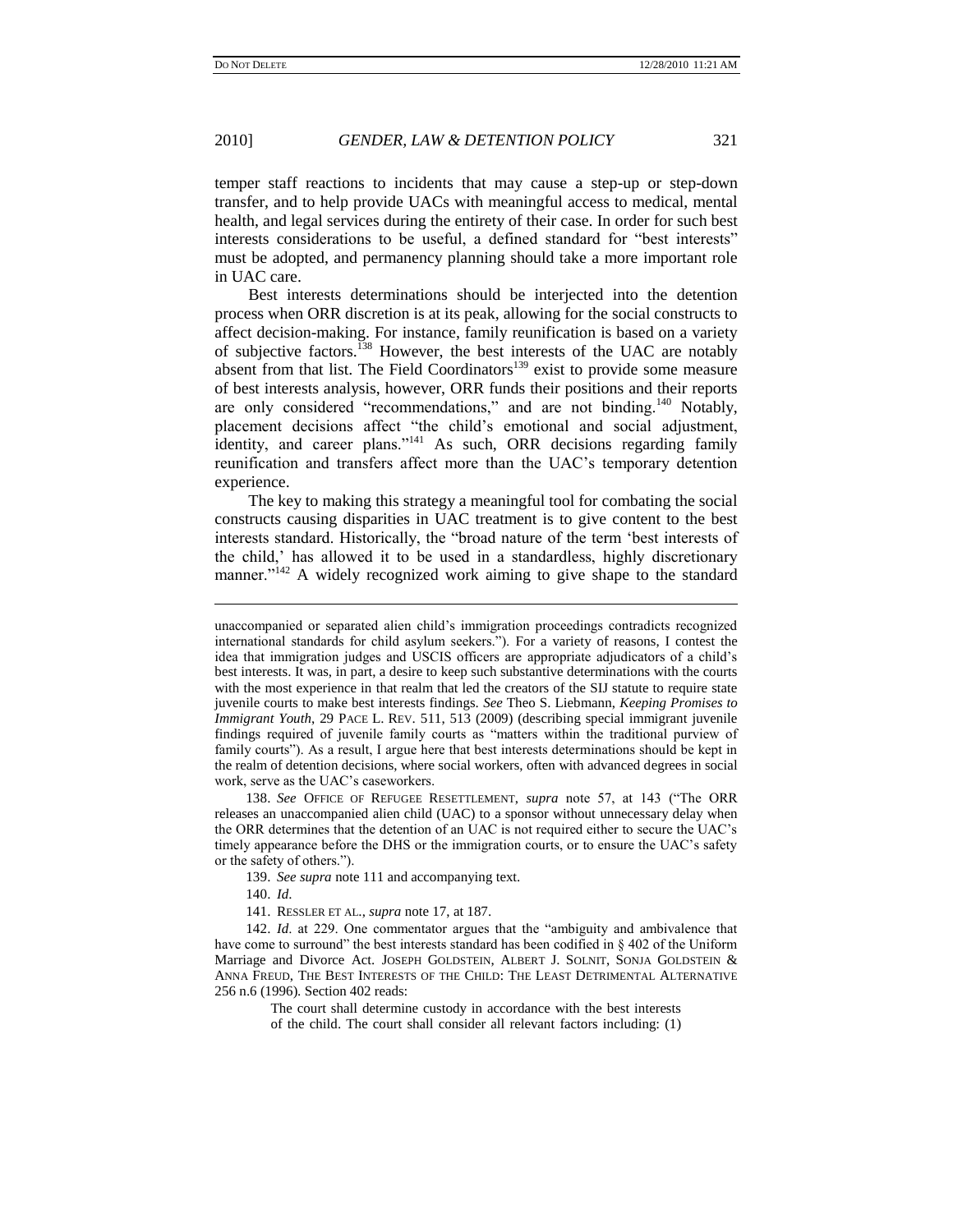temper staff reactions to incidents that may cause a step-up or step-down transfer, and to help provide UACs with meaningful access to medical, mental health, and legal services during the entirety of their case. In order for such best interests considerations to be useful, a defined standard for "best interests" must be adopted, and permanency planning should take a more important role in UAC care.

Best interests determinations should be interjected into the detention process when ORR discretion is at its peak, allowing for the social constructs to affect decision-making. For instance, family reunification is based on a variety of subjective factors.[138] However, the best interests of the UAC are notably absent from that list. The Field Coordinators[139] exist to provide some measure of best interests analysis, however, ORR funds their positions and their reports are only considered "recommendations," and are not binding.[140] Notably, placement decisions affect "the child's emotional and social adjustment, identity, and career plans."[141] As such, ORR decisions regarding family reunification and transfers affect more than the UAC's temporary detention experience.

The key to making this strategy a meaningful tool for combating the social constructs causing disparities in UAC treatment is to give content to the best interests standard. Historically, the "broad nature of the term 'best interests of the child,' has allowed it to be used in a standardless, highly discretionary manner."[142] A widely recognized work aiming to give shape to the standard

---

unaccompanied or separated alien child's immigration proceedings contradicts recognized international standards for child asylum seekers."). For a variety of reasons, I contest the idea that immigration judges and USCIS officers are appropriate adjudicators of a child's best interests. It was, in part, a desire to keep such substantive determinations with the courts with the most experience in that realm that led the creators of the SIJ statute to require state juvenile courts to make best interests findings. *See* Theo S. Liebmann, *Keeping Promises to Immigrant Youth*, 29 PACE L. REV. 511, 513 (2009) (describing special immigrant juvenile findings required of juvenile family courts as "matters within the traditional purview of family courts"). As a result, I argue here that best interests determinations should be kept in the realm of detention decisions, where social workers, often with advanced degrees in social work, serve as the UAC's caseworkers.

138. *See* OFFICE OF REFUGEE RESETTLEMENT, *supra* note 57, at 143 ("The ORR releases an unaccompanied alien child (UAC) to a sponsor without unnecessary delay when the ORR determines that the detention of an UAC is not required either to secure the UAC's timely appearance before the DHS or the immigration courts, or to ensure the UAC's safety or the safety of others.").

139. *See supra* note 111 and accompanying text.

140. *Id.*

141. RESSLER ET AL., *supra* note 17, at 187.

142. *Id.* at 229. One commentator argues that the "ambiguity and ambivalence that have come to surround" the best interests standard has been codified in § 402 of the Uniform Marriage and Divorce Act. JOSEPH GOLDSTEIN, ALBERT J. SOLNIT, SONJA GOLDSTEIN & ANNA FREUD, THE BEST INTERESTS OF THE CHILD: THE LEAST DETRIMENTAL ALTERNATIVE 256 n.6 (1996). Section 402 reads:

> The court shall determine custody in accordance with the best interests of the child. The court shall consider all relevant factors including: (1)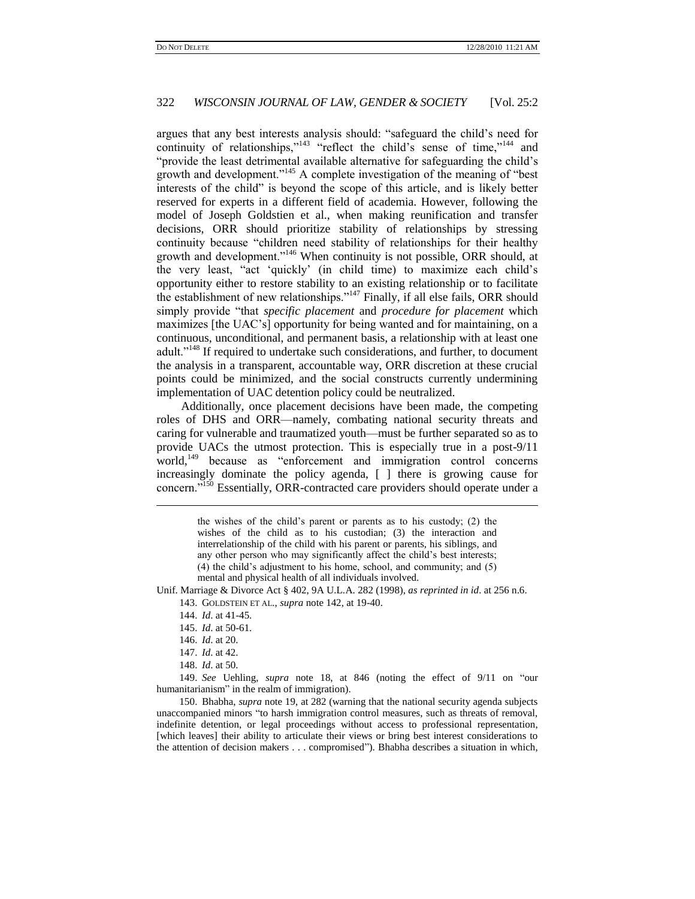argues that any best interests analysis should: "safeguard the child's need for continuity of relationships,"[143] "reflect the child's sense of time,"[144] and "provide the least detrimental available alternative for safeguarding the child's growth and development."[145] A complete investigation of the meaning of "best interests of the child" is beyond the scope of this article, and is likely better reserved for experts in a different field of academia. However, following the model of Joseph Goldstien et al., when making reunification and transfer decisions, ORR should prioritize stability of relationships by stressing continuity because "children need stability of relationships for their healthy growth and development."[146] When continuity is not possible, ORR should, at the very least, "act 'quickly' (in child time) to maximize each child's opportunity either to restore stability to an existing relationship or to facilitate the establishment of new relationships."[147] Finally, if all else fails, ORR should simply provide "that *specific placement* and *procedure for placement* which maximizes [the UAC's] opportunity for being wanted and for maintaining, on a continuous, unconditional, and permanent basis, a relationship with at least one adult."[148] If required to undertake such considerations, and further, to document the analysis in a transparent, accountable way, ORR discretion at these crucial points could be minimized, and the social constructs currently undermining implementation of UAC detention policy could be neutralized.

Additionally, once placement decisions have been made, the competing roles of DHS and ORR—namely, combating national security threats and caring for vulnerable and traumatized youth—must be further separated so as to provide UACs the utmost protection. This is especially true in a post-9/11 world,[149] because as "enforcement and immigration control concerns increasingly dominate the policy agenda, [ ] there is growing cause for concern."[150] Essentially, ORR-contracted care providers should operate under a

---

> the wishes of the child's parent or parents as to his custody; (2) the wishes of the child as to his custodian; (3) the interaction and interrelationship of the child with his parent or parents, his siblings, and any other person who may significantly affect the child's best interests; (4) the child's adjustment to his home, school, and community; and (5) mental and physical health of all individuals involved.

Unif. Marriage & Divorce Act § 402, 9A U.L.A. 282 (1998), *as reprinted in id*. at 256 n.6.

143. GOLDSTEIN ET AL., *supra* note 142, at 19-40.

144. *Id*. at 41-45.

145. *Id*. at 50-61.

146. *Id*. at 20.

147. *Id*. at 42.

148. *Id*. at 50.

149. *See* Uehling, *supra* note 18, at 846 (noting the effect of 9/11 on "our humanitarianism" in the realm of immigration).

150. Bhabha, *supra* note 19, at 282 (warning that the national security agenda subjects unaccompanied minors "to harsh immigration control measures, such as threats of removal, indefinite detention, or legal proceedings without access to professional representation, [which leaves] their ability to articulate their views or bring best interest considerations to the attention of decision makers . . . compromised"). Bhabha describes a situation in which,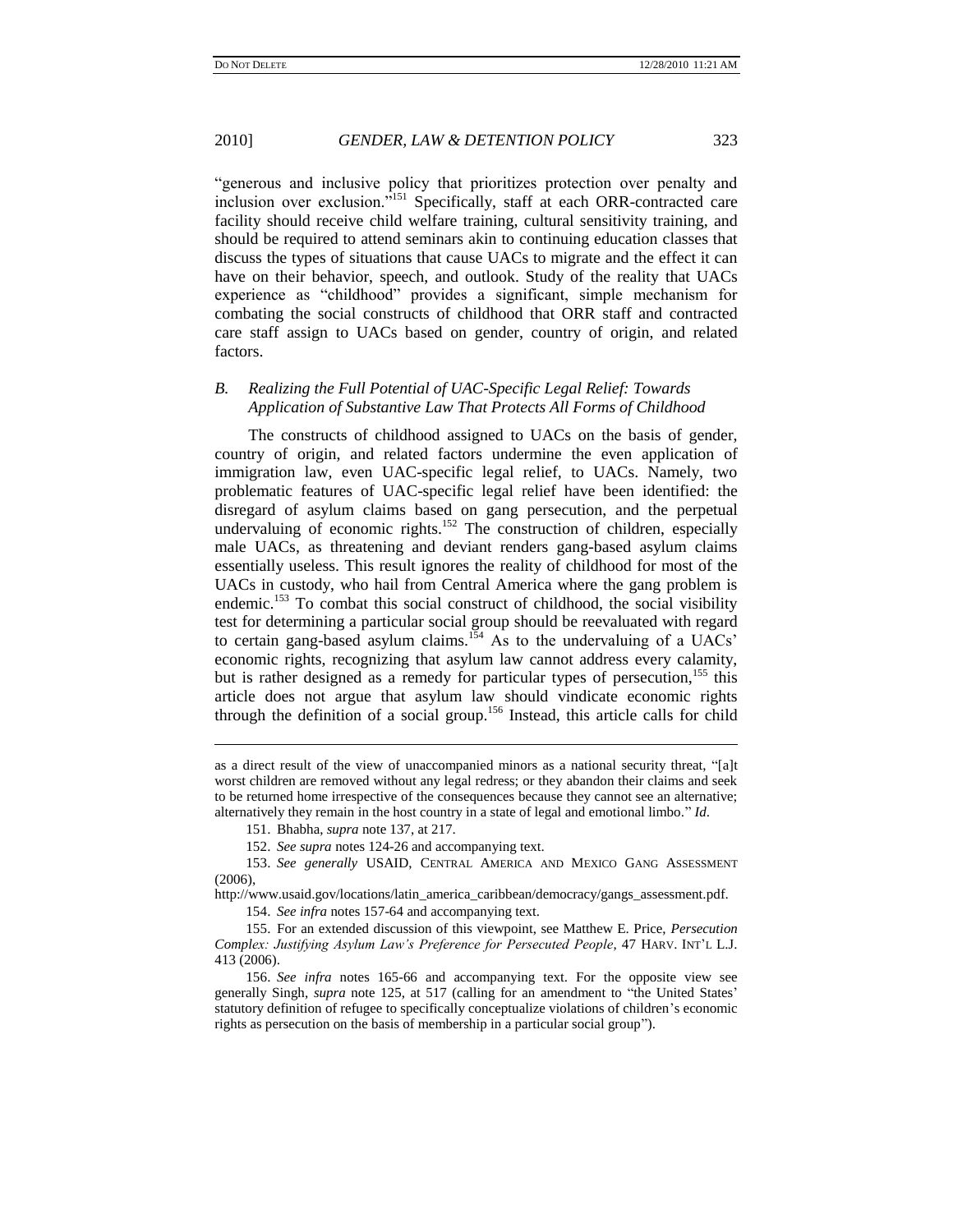"generous and inclusive policy that prioritizes protection over penalty and inclusion over exclusion."[151] Specifically, staff at each ORR-contracted care facility should receive child welfare training, cultural sensitivity training, and should be required to attend seminars akin to continuing education classes that discuss the types of situations that cause UACs to migrate and the effect it can have on their behavior, speech, and outlook. Study of the reality that UACs experience as "childhood" provides a significant, simple mechanism for combating the social constructs of childhood that ORR staff and contracted care staff assign to UACs based on gender, country of origin, and related factors.

### *B. Realizing the Full Potential of UAC-Specific Legal Relief: Towards Application of Substantive Law That Protects All Forms of Childhood*

The constructs of childhood assigned to UACs on the basis of gender, country of origin, and related factors undermine the even application of immigration law, even UAC-specific legal relief, to UACs. Namely, two problematic features of UAC-specific legal relief have been identified: the disregard of asylum claims based on gang persecution, and the perpetual undervaluing of economic rights.[152] The construction of children, especially male UACs, as threatening and deviant renders gang-based asylum claims essentially useless. This result ignores the reality of childhood for most of the UACs in custody, who hail from Central America where the gang problem is endemic.[153] To combat this social construct of childhood, the social visibility test for determining a particular social group should be reevaluated with regard to certain gang-based asylum claims.[154] As to the undervaluing of a UACs' economic rights, recognizing that asylum law cannot address every calamity, but is rather designed as a remedy for particular types of persecution,[155] this article does not argue that asylum law should vindicate economic rights through the definition of a social group.[156] Instead, this article calls for child

---

as a direct result of the view of unaccompanied minors as a national security threat, "[a]t worst children are removed without any legal redress; or they abandon their claims and seek to be returned home irrespective of the consequences because they cannot see an alternative; alternatively they remain in the host country in a state of legal and emotional limbo." *Id*.

151. Bhabha, *supra* note 137, at 217.

152. *See supra* notes 124-26 and accompanying text.

153. *See generally* USAID, CENTRAL AMERICA AND MEXICO GANG ASSESSMENT (2006), http://www.usaid.gov/locations/latin_america_caribbean/democracy/gangs_assessment.pdf.

154. *See infra* notes 157-64 and accompanying text.

155. For an extended discussion of this viewpoint, see Matthew E. Price, *Persecution Complex: Justifying Asylum Law's Preference for Persecuted People*, 47 HARV. INT'L L.J. 413 (2006).

156. *See infra* notes 165-66 and accompanying text. For the opposite view see generally Singh, *supra* note 125, at 517 (calling for an amendment to "the United States' statutory definition of refugee to specifically conceptualize violations of children's economic rights as persecution on the basis of membership in a particular social group").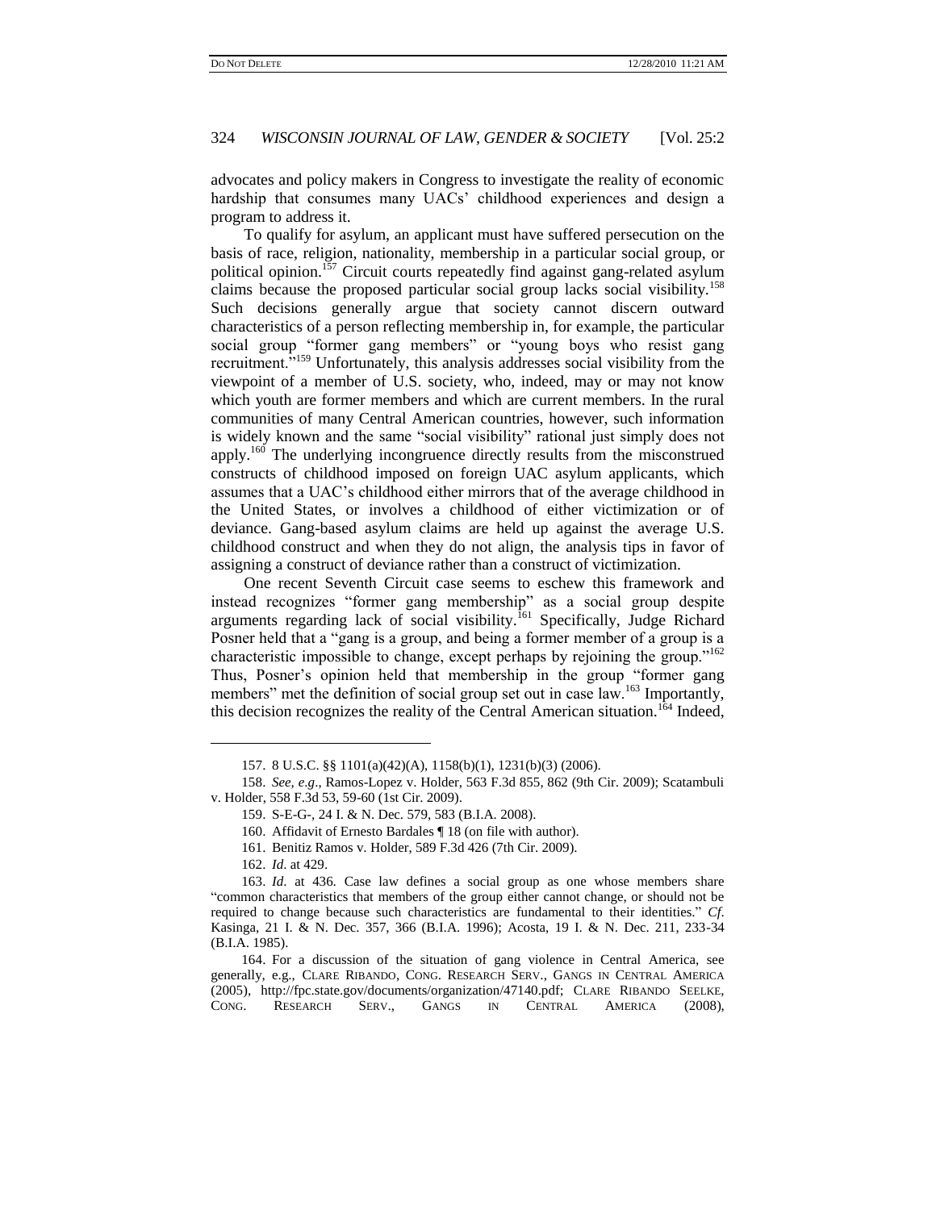advocates and policy makers in Congress to investigate the reality of economic hardship that consumes many UACs' childhood experiences and design a program to address it.

To qualify for asylum, an applicant must have suffered persecution on the basis of race, religion, nationality, membership in a particular social group, or political opinion.[157] Circuit courts repeatedly find against gang-related asylum claims because the proposed particular social group lacks social visibility.[158] Such decisions generally argue that society cannot discern outward characteristics of a person reflecting membership in, for example, the particular social group "former gang members" or "young boys who resist gang recruitment."[159] Unfortunately, this analysis addresses social visibility from the viewpoint of a member of U.S. society, who, indeed, may or may not know which youth are former members and which are current members. In the rural communities of many Central American countries, however, such information is widely known and the same "social visibility" rational just simply does not apply.[160] The underlying incongruence directly results from the misconstrued constructs of childhood imposed on foreign UAC asylum applicants, which assumes that a UAC's childhood either mirrors that of the average childhood in the United States, or involves a childhood of either victimization or of deviance. Gang-based asylum claims are held up against the average U.S. childhood construct and when they do not align, the analysis tips in favor of assigning a construct of deviance rather than a construct of victimization.

One recent Seventh Circuit case seems to eschew this framework and instead recognizes "former gang membership" as a social group despite arguments regarding lack of social visibility.[161] Specifically, Judge Richard Posner held that a "gang is a group, and being a former member of a group is a characteristic impossible to change, except perhaps by rejoining the group."[162] Thus, Posner's opinion held that membership in the group "former gang members" met the definition of social group set out in case law.[163] Importantly, this decision recognizes the reality of the Central American situation.[164] Indeed,

---

157. 8 U.S.C. §§ 1101(a)(42)(A), 1158(b)(1), 1231(b)(3) (2006).

158. *See, e.g.*, Ramos-Lopez v. Holder, 563 F.3d 855, 862 (9th Cir. 2009); Scatambuli v. Holder, 558 F.3d 53, 59-60 (1st Cir. 2009).

159. S-E-G-, 24 I. & N. Dec. 579, 583 (B.I.A. 2008).

160. Affidavit of Ernesto Bardales ¶ 18 (on file with author).

161. Benitiz Ramos v. Holder, 589 F.3d 426 (7th Cir. 2009).

162. *Id.* at 429.

163. *Id.* at 436. Case law defines a social group as one whose members share "common characteristics that members of the group either cannot change, or should not be required to change because such characteristics are fundamental to their identities." *Cf.* Kasinga, 21 I. & N. Dec. 357, 366 (B.I.A. 1996); Acosta, 19 I. & N. Dec. 211, 233-34 (B.I.A. 1985).

164. For a discussion of the situation of gang violence in Central America, see generally, e.g., CLARE RIBANDO, CONG. RESEARCH SERV., GANGS IN CENTRAL AMERICA (2005), http://fpc.state.gov/documents/organization/47140.pdf; CLARE RIBANDO SEELKE, CONG. RESEARCH SERV., GANGS IN CENTRAL AMERICA (2008),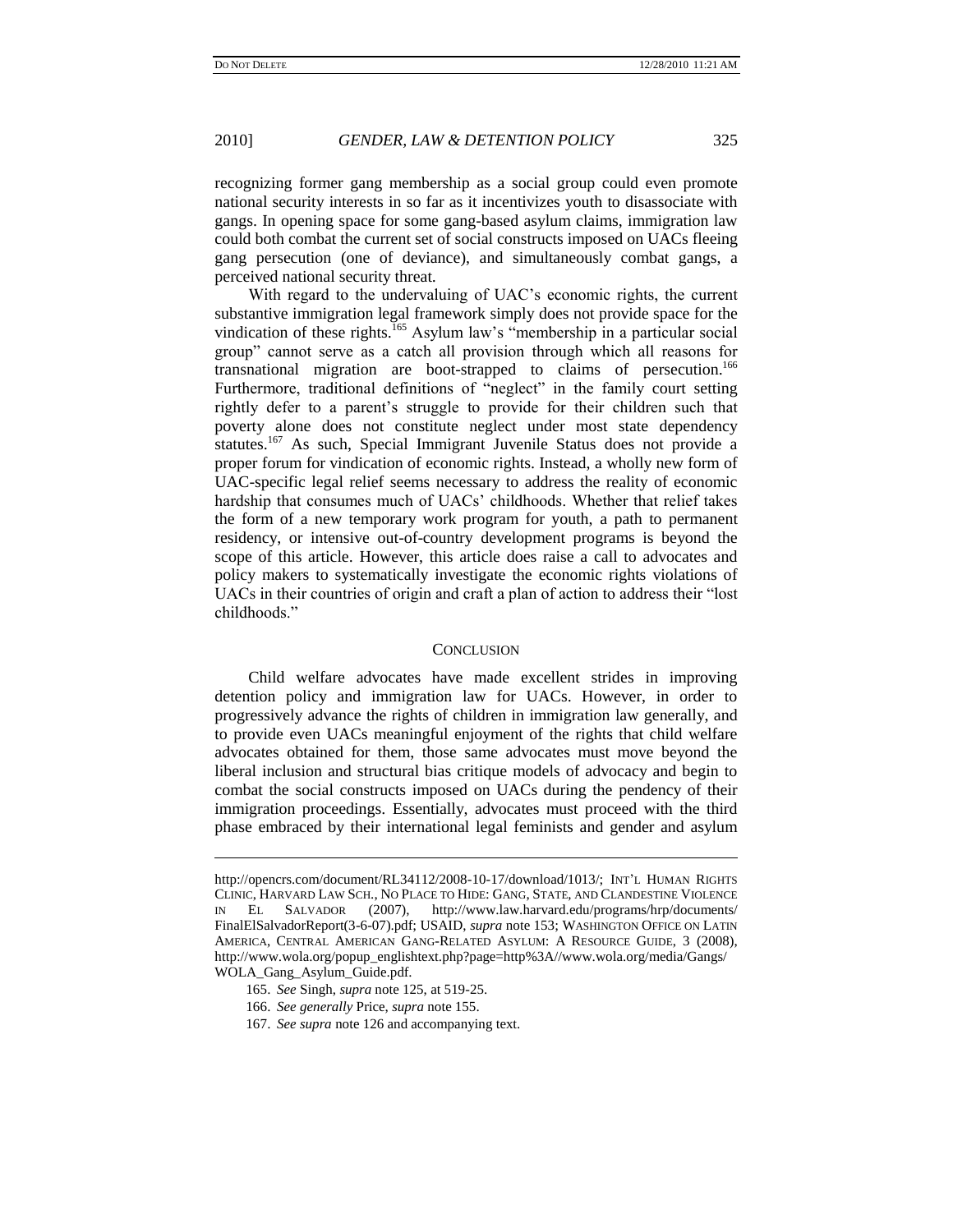recognizing former gang membership as a social group could even promote national security interests in so far as it incentivizes youth to disassociate with gangs. In opening space for some gang-based asylum claims, immigration law could both combat the current set of social constructs imposed on UACs fleeing gang persecution (one of deviance), and simultaneously combat gangs, a perceived national security threat.

With regard to the undervaluing of UAC's economic rights, the current substantive immigration legal framework simply does not provide space for the vindication of these rights.[165] Asylum law's "membership in a particular social group" cannot serve as a catch all provision through which all reasons for transnational migration are boot-strapped to claims of persecution.[166] Furthermore, traditional definitions of "neglect" in the family court setting rightly defer to a parent's struggle to provide for their children such that poverty alone does not constitute neglect under most state dependency statutes.[167] As such, Special Immigrant Juvenile Status does not provide a proper forum for vindication of economic rights. Instead, a wholly new form of UAC-specific legal relief seems necessary to address the reality of economic hardship that consumes much of UACs' childhoods. Whether that relief takes the form of a new temporary work program for youth, a path to permanent residency, or intensive out-of-country development programs is beyond the scope of this article. However, this article does raise a call to advocates and policy makers to systematically investigate the economic rights violations of UACs in their countries of origin and craft a plan of action to address their "lost childhoods."

## CONCLUSION

Child welfare advocates have made excellent strides in improving detention policy and immigration law for UACs. However, in order to progressively advance the rights of children in immigration law generally, and to provide even UACs meaningful enjoyment of the rights that child welfare advocates obtained for them, those same advocates must move beyond the liberal inclusion and structural bias critique models of advocacy and begin to combat the social constructs imposed on UACs during the pendency of their immigration proceedings. Essentially, advocates must proceed with the third phase embraced by their international legal feminists and gender and asylum

---

http://opencrs.com/document/RL34112/2008-10-17/download/1013/; INT'L HUMAN RIGHTS CLINIC, HARVARD LAW SCH., NO PLACE TO HIDE: GANG, STATE, AND CLANDESTINE VIOLENCE IN EL SALVADOR (2007), http://www.law.harvard.edu/programs/hrp/documents/FinalElSalvadorReport(3-6-07).pdf; USAID, *supra* note 153; WASHINGTON OFFICE ON LATIN AMERICA, CENTRAL AMERICAN GANG-RELATED ASYLUM: A RESOURCE GUIDE, 3 (2008), http://www.wola.org/popup_englishtext.php?page=http%3A//www.wola.org/media/Gangs/WOLA_Gang_Asylum_Guide.pdf.

165. *See* Singh, *supra* note 125, at 519-25.

166. *See generally* Price, *supra* note 155.

167. *See supra* note 126 and accompanying text.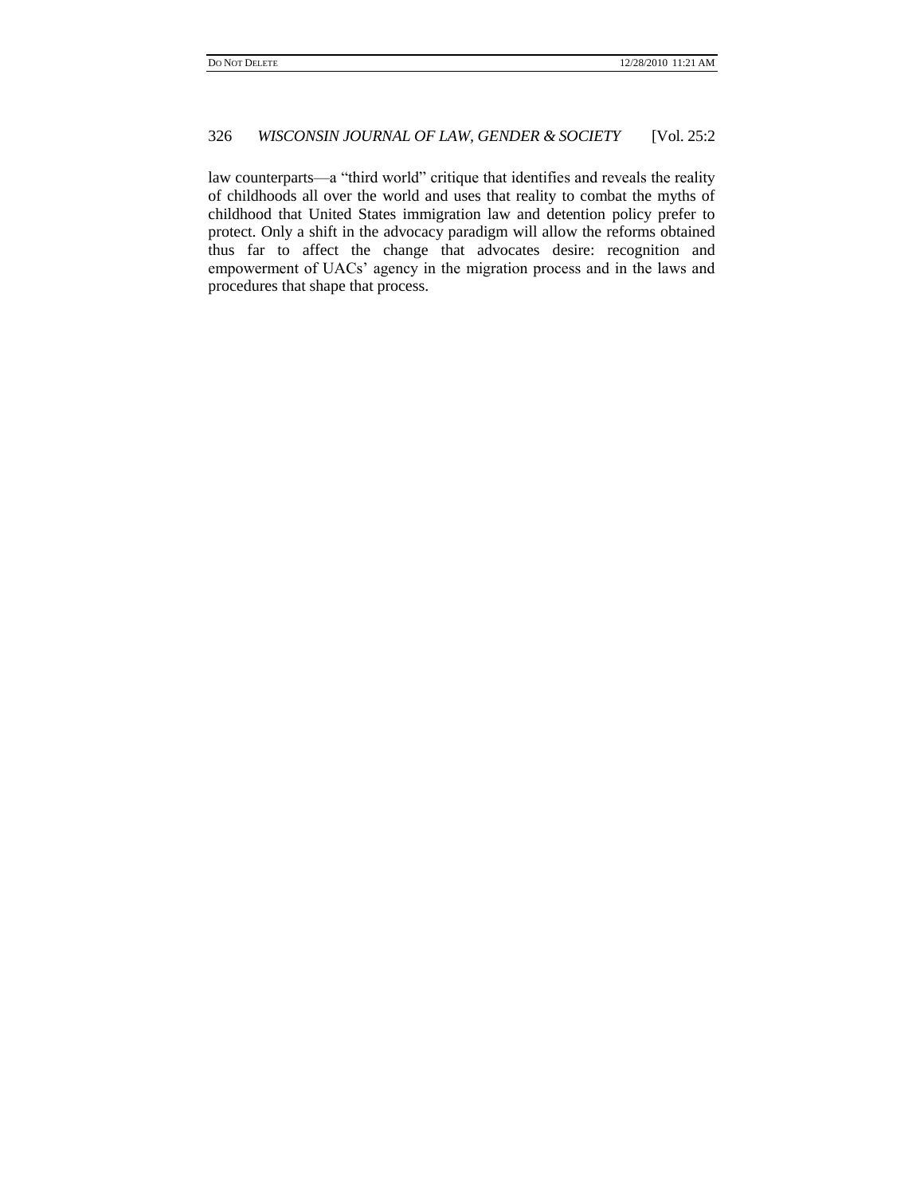law counterparts—a "third world" critique that identifies and reveals the reality of childhoods all over the world and uses that reality to combat the myths of childhood that United States immigration law and detention policy prefer to protect. Only a shift in the advocacy paradigm will allow the reforms obtained thus far to affect the change that advocates desire: recognition and empowerment of UACs' agency in the migration process and in the laws and procedures that shape that process.